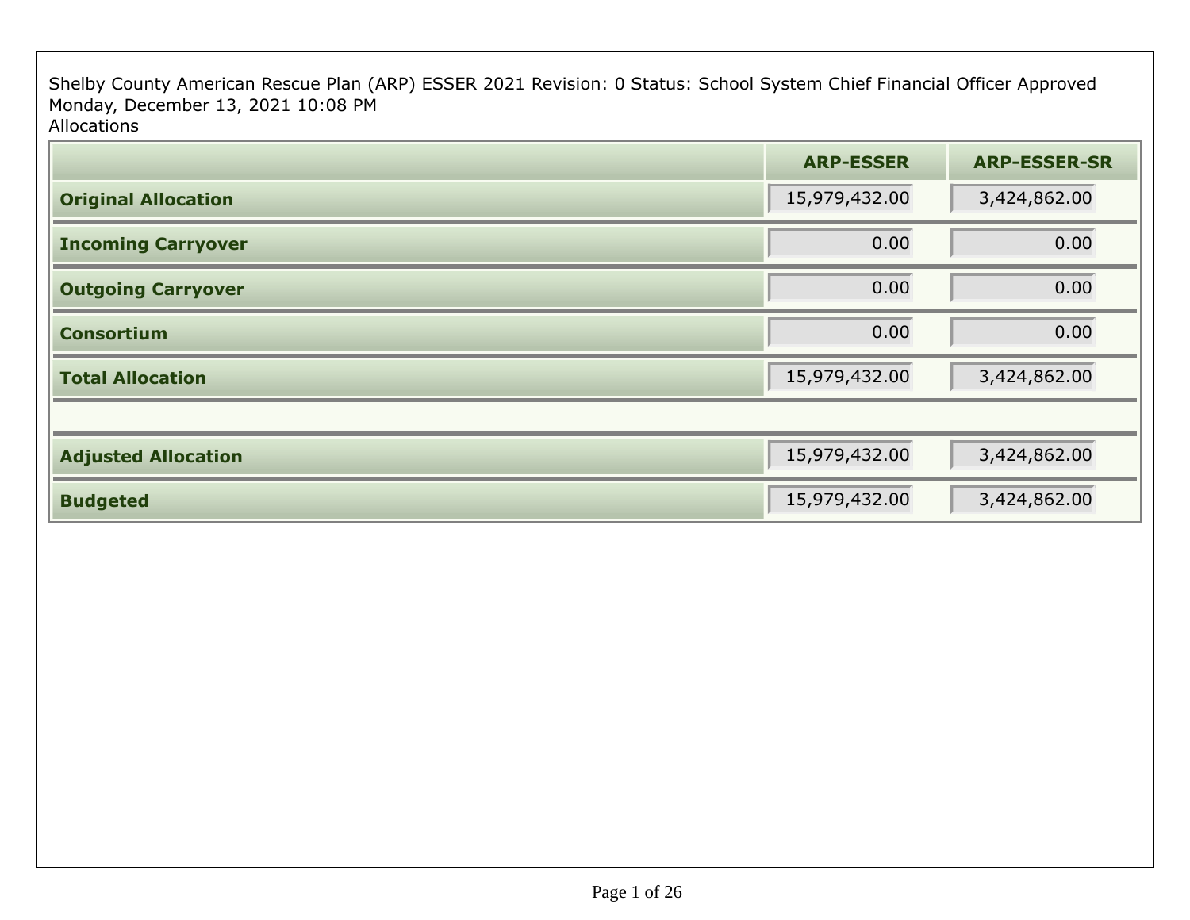Shelby County American Rescue Plan (ARP) ESSER 2021 Revision: 0 Status: School System Chief Financial Officer Approved
Monday, December 13, 2021 10:08 PM
Allocations

| | ARP-ESSER | ARP-ESSER-SR |
|---|---|---|
| **Original Allocation** | 15,979,432.00 | 3,424,862.00 |
| **Incoming Carryover** | 0.00 | 0.00 |
| **Outgoing Carryover** | 0.00 | 0.00 |
| **Consortium** | 0.00 | 0.00 |
| **Total Allocation** | 15,979,432.00 | 3,424,862.00 |
| | | |
| **Adjusted Allocation** | 15,979,432.00 | 3,424,862.00 |
| **Budgeted** | 15,979,432.00 | 3,424,862.00 |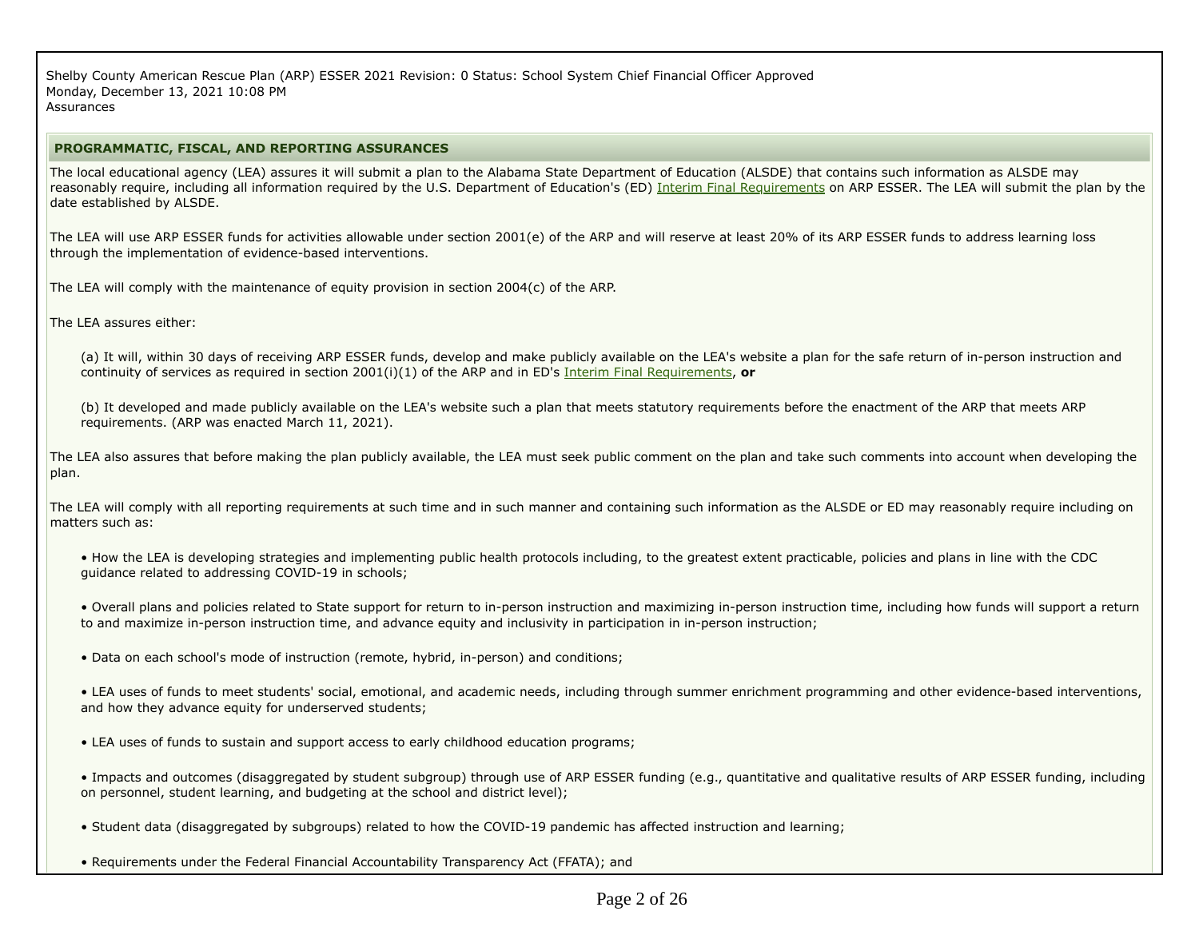Shelby County American Rescue Plan (ARP) ESSER 2021 Revision: 0 Status: School System Chief Financial Officer Approved
Monday, December 13, 2021 10:08 PM
Assurances

## PROGRAMMATIC, FISCAL, AND REPORTING ASSURANCES

The local educational agency (LEA) assures it will submit a plan to the Alabama State Department of Education (ALSDE) that contains such information as ALSDE may reasonably require, including all information required by the U.S. Department of Education's (ED) Interim Final Requirements on ARP ESSER. The LEA will submit the plan by the date established by ALSDE.

The LEA will use ARP ESSER funds for activities allowable under section 2001(e) of the ARP and will reserve at least 20% of its ARP ESSER funds to address learning loss through the implementation of evidence-based interventions.

The LEA will comply with the maintenance of equity provision in section 2004(c) of the ARP.

The LEA assures either:

(a) It will, within 30 days of receiving ARP ESSER funds, develop and make publicly available on the LEA's website a plan for the safe return of in-person instruction and continuity of services as required in section 2001(i)(1) of the ARP and in ED's Interim Final Requirements, **or**

(b) It developed and made publicly available on the LEA's website such a plan that meets statutory requirements before the enactment of the ARP that meets ARP requirements. (ARP was enacted March 11, 2021).

The LEA also assures that before making the plan publicly available, the LEA must seek public comment on the plan and take such comments into account when developing the plan.

The LEA will comply with all reporting requirements at such time and in such manner and containing such information as the ALSDE or ED may reasonably require including on matters such as:

- How the LEA is developing strategies and implementing public health protocols including, to the greatest extent practicable, policies and plans in line with the CDC guidance related to addressing COVID-19 in schools;

- Overall plans and policies related to State support for return to in-person instruction and maximizing in-person instruction time, including how funds will support a return to and maximize in-person instruction time, and advance equity and inclusivity in participation in in-person instruction;

- Data on each school's mode of instruction (remote, hybrid, in-person) and conditions;

- LEA uses of funds to meet students' social, emotional, and academic needs, including through summer enrichment programming and other evidence-based interventions, and how they advance equity for underserved students;

- LEA uses of funds to sustain and support access to early childhood education programs;

- Impacts and outcomes (disaggregated by student subgroup) through use of ARP ESSER funding (e.g., quantitative and qualitative results of ARP ESSER funding, including on personnel, student learning, and budgeting at the school and district level);

- Student data (disaggregated by subgroups) related to how the COVID-19 pandemic has affected instruction and learning;

- Requirements under the Federal Financial Accountability Transparency Act (FFATA); and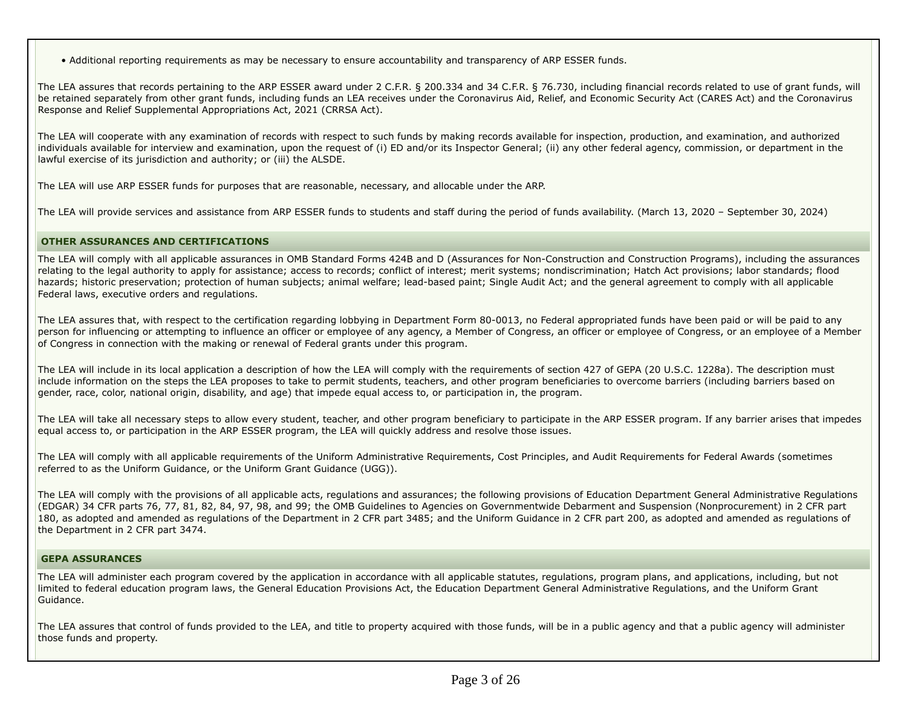- Additional reporting requirements as may be necessary to ensure accountability and transparency of ARP ESSER funds.

The LEA assures that records pertaining to the ARP ESSER award under 2 C.F.R. § 200.334 and 34 C.F.R. § 76.730, including financial records related to use of grant funds, will be retained separately from other grant funds, including funds an LEA receives under the Coronavirus Aid, Relief, and Economic Security Act (CARES Act) and the Coronavirus Response and Relief Supplemental Appropriations Act, 2021 (CRRSA Act).

The LEA will cooperate with any examination of records with respect to such funds by making records available for inspection, production, and examination, and authorized individuals available for interview and examination, upon the request of (i) ED and/or its Inspector General; (ii) any other federal agency, commission, or department in the lawful exercise of its jurisdiction and authority; or (iii) the ALSDE.

The LEA will use ARP ESSER funds for purposes that are reasonable, necessary, and allocable under the ARP.

The LEA will provide services and assistance from ARP ESSER funds to students and staff during the period of funds availability. (March 13, 2020 – September 30, 2024)

## OTHER ASSURANCES AND CERTIFICATIONS

The LEA will comply with all applicable assurances in OMB Standard Forms 424B and D (Assurances for Non-Construction and Construction Programs), including the assurances relating to the legal authority to apply for assistance; access to records; conflict of interest; merit systems; nondiscrimination; Hatch Act provisions; labor standards; flood hazards; historic preservation; protection of human subjects; animal welfare; lead-based paint; Single Audit Act; and the general agreement to comply with all applicable Federal laws, executive orders and regulations.

The LEA assures that, with respect to the certification regarding lobbying in Department Form 80-0013, no Federal appropriated funds have been paid or will be paid to any person for influencing or attempting to influence an officer or employee of any agency, a Member of Congress, an officer or employee of Congress, or an employee of a Member of Congress in connection with the making or renewal of Federal grants under this program.

The LEA will include in its local application a description of how the LEA will comply with the requirements of section 427 of GEPA (20 U.S.C. 1228a). The description must include information on the steps the LEA proposes to take to permit students, teachers, and other program beneficiaries to overcome barriers (including barriers based on gender, race, color, national origin, disability, and age) that impede equal access to, or participation in, the program.

The LEA will take all necessary steps to allow every student, teacher, and other program beneficiary to participate in the ARP ESSER program. If any barrier arises that impedes equal access to, or participation in the ARP ESSER program, the LEA will quickly address and resolve those issues.

The LEA will comply with all applicable requirements of the Uniform Administrative Requirements, Cost Principles, and Audit Requirements for Federal Awards (sometimes referred to as the Uniform Guidance, or the Uniform Grant Guidance (UGG)).

The LEA will comply with the provisions of all applicable acts, regulations and assurances; the following provisions of Education Department General Administrative Regulations (EDGAR) 34 CFR parts 76, 77, 81, 82, 84, 97, 98, and 99; the OMB Guidelines to Agencies on Governmentwide Debarment and Suspension (Nonprocurement) in 2 CFR part 180, as adopted and amended as regulations of the Department in 2 CFR part 3485; and the Uniform Guidance in 2 CFR part 200, as adopted and amended as regulations of the Department in 2 CFR part 3474.

## GEPA ASSURANCES

The LEA will administer each program covered by the application in accordance with all applicable statutes, regulations, program plans, and applications, including, but not limited to federal education program laws, the General Education Provisions Act, the Education Department General Administrative Regulations, and the Uniform Grant Guidance.

The LEA assures that control of funds provided to the LEA, and title to property acquired with those funds, will be in a public agency and that a public agency will administer those funds and property.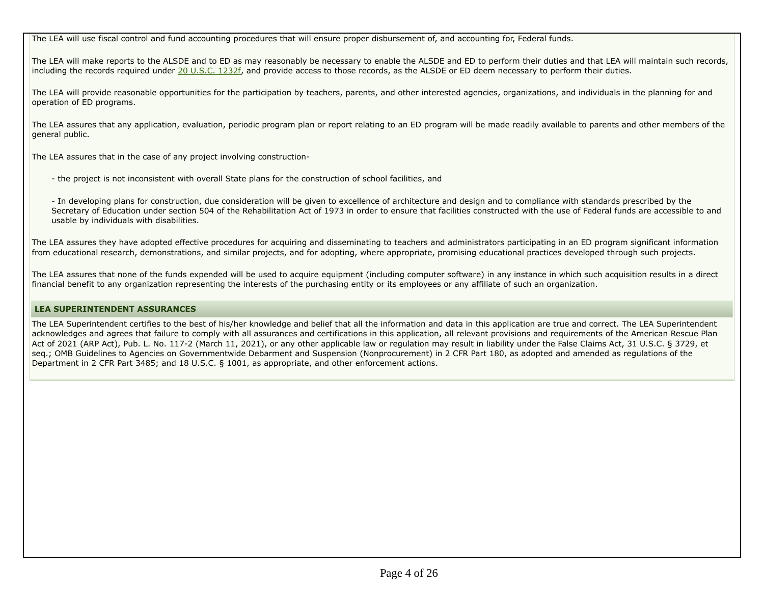The LEA will use fiscal control and fund accounting procedures that will ensure proper disbursement of, and accounting for, Federal funds.

The LEA will make reports to the ALSDE and to ED as may reasonably be necessary to enable the ALSDE and ED to perform their duties and that LEA will maintain such records, including the records required under 20 U.S.C. 1232f, and provide access to those records, as the ALSDE or ED deem necessary to perform their duties.

The LEA will provide reasonable opportunities for the participation by teachers, parents, and other interested agencies, organizations, and individuals in the planning for and operation of ED programs.

The LEA assures that any application, evaluation, periodic program plan or report relating to an ED program will be made readily available to parents and other members of the general public.

The LEA assures that in the case of any project involving construction-

- the project is not inconsistent with overall State plans for the construction of school facilities, and

- In developing plans for construction, due consideration will be given to excellence of architecture and design and to compliance with standards prescribed by the Secretary of Education under section 504 of the Rehabilitation Act of 1973 in order to ensure that facilities constructed with the use of Federal funds are accessible to and usable by individuals with disabilities.

The LEA assures they have adopted effective procedures for acquiring and disseminating to teachers and administrators participating in an ED program significant information from educational research, demonstrations, and similar projects, and for adopting, where appropriate, promising educational practices developed through such projects.

The LEA assures that none of the funds expended will be used to acquire equipment (including computer software) in any instance in which such acquisition results in a direct financial benefit to any organization representing the interests of the purchasing entity or its employees or any affiliate of such an organization.

**LEA SUPERINTENDENT ASSURANCES**

The LEA Superintendent certifies to the best of his/her knowledge and belief that all the information and data in this application are true and correct. The LEA Superintendent acknowledges and agrees that failure to comply with all assurances and certifications in this application, all relevant provisions and requirements of the American Rescue Plan Act of 2021 (ARP Act), Pub. L. No. 117-2 (March 11, 2021), or any other applicable law or regulation may result in liability under the False Claims Act, 31 U.S.C. § 3729, et seq.; OMB Guidelines to Agencies on Governmentwide Debarment and Suspension (Nonprocurement) in 2 CFR Part 180, as adopted and amended as regulations of the Department in 2 CFR Part 3485; and 18 U.S.C. § 1001, as appropriate, and other enforcement actions.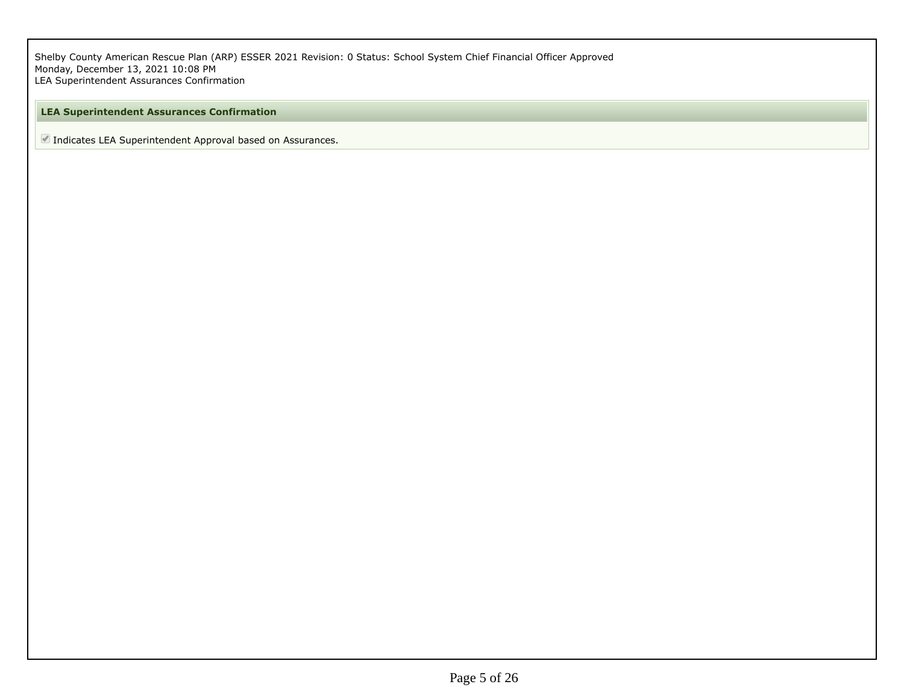Shelby County American Rescue Plan (ARP) ESSER 2021 Revision: 0 Status: School System Chief Financial Officer Approved
Monday, December 13, 2021 10:08 PM
LEA Superintendent Assurances Confirmation

## LEA Superintendent Assurances Confirmation

- [x] Indicates LEA Superintendent Approval based on Assurances.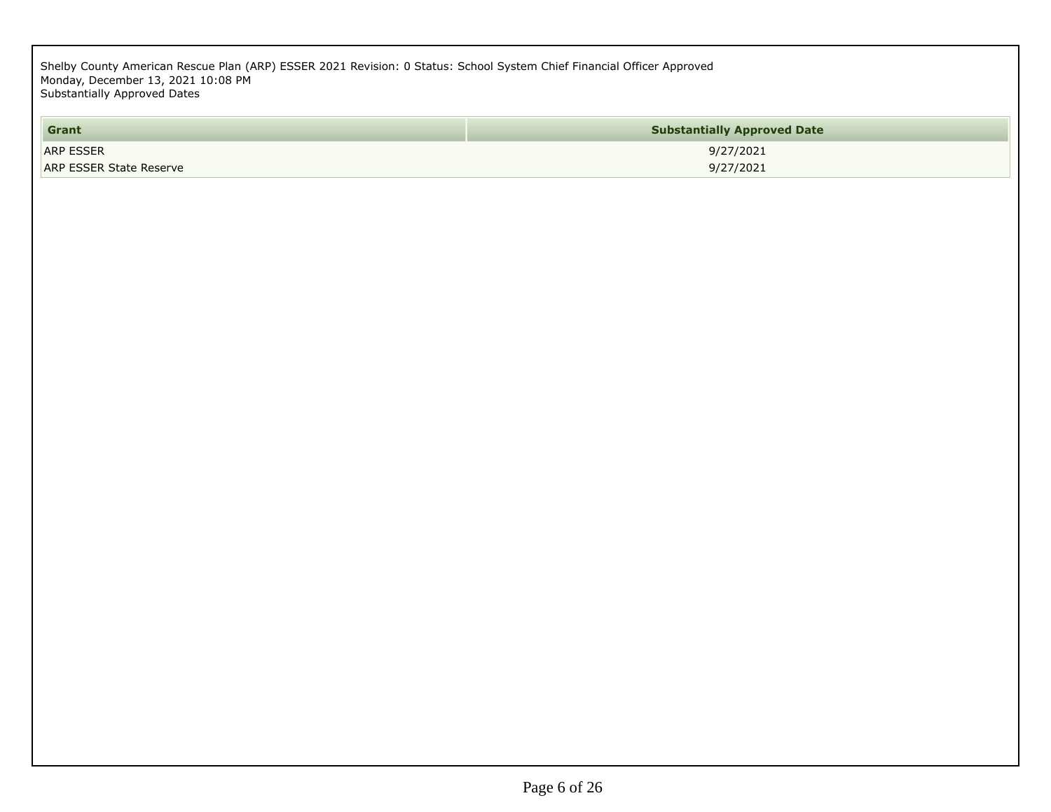Shelby County American Rescue Plan (ARP) ESSER 2021 Revision: 0 Status: School System Chief Financial Officer Approved
Monday, December 13, 2021 10:08 PM
Substantially Approved Dates

| Grant | Substantially Approved Date |
| --- | --- |
| ARP ESSER | 9/27/2021 |
| ARP ESSER State Reserve | 9/27/2021 |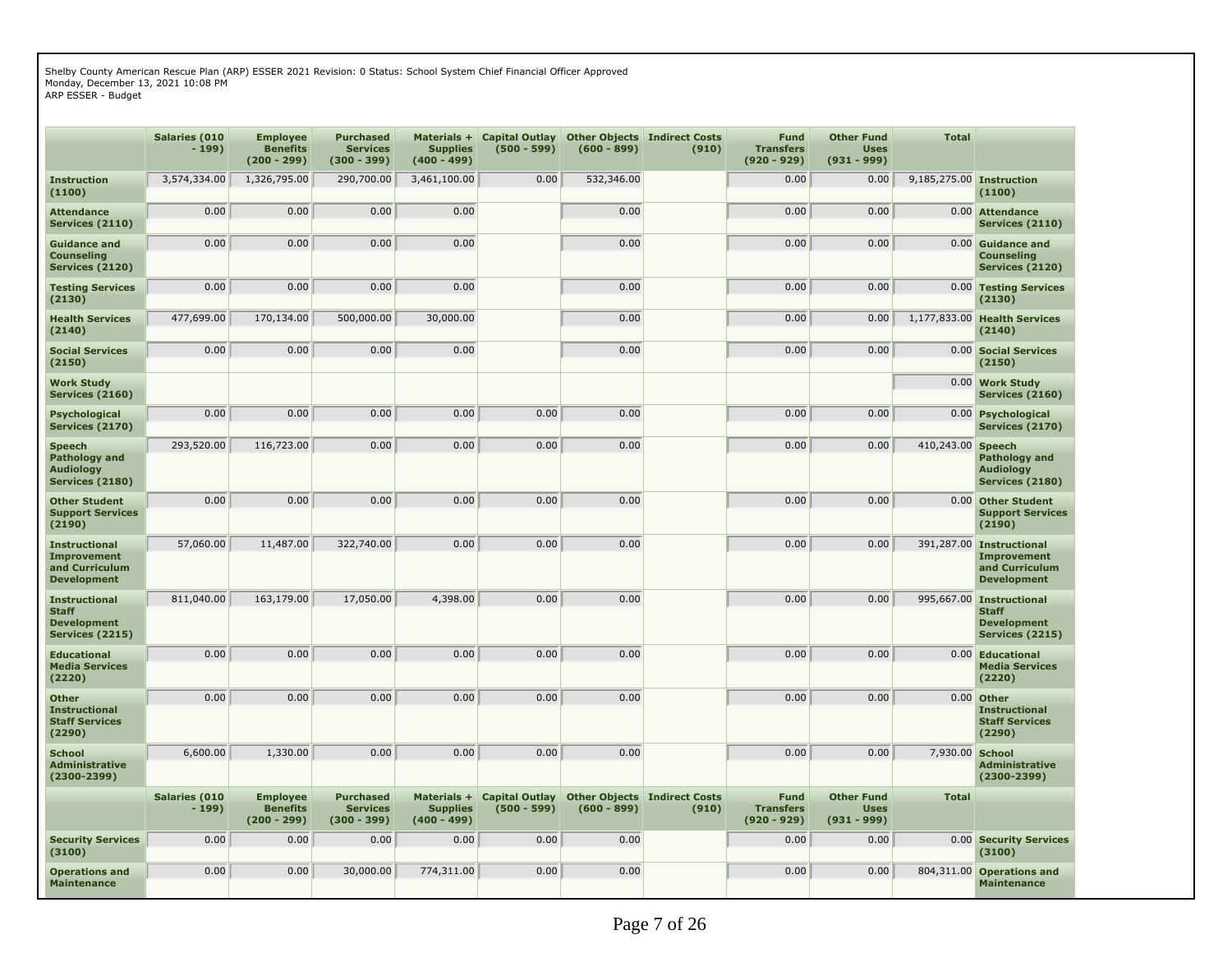Shelby County American Rescue Plan (ARP) ESSER 2021 Revision: 0 Status: School System Chief Financial Officer Approved
Monday, December 13, 2021 10:08 PM
ARP ESSER - Budget

| | Salaries (010 - 199) | Employee Benefits (200 - 299) | Purchased Services (300 - 399) | Materials + Supplies (400 - 499) | Capital Outlay (500 - 599) | Other Objects (600 - 899) | Indirect Costs (910) | Fund Transfers (920 - 929) | Other Fund Uses (931 - 999) | Total | |
|---|---|---|---|---|---|---|---|---|---|---|---|
| **Instruction (1100)** | 3,574,334.00 | 1,326,795.00 | 290,700.00 | 3,461,100.00 | 0.00 | 532,346.00 | | 0.00 | 0.00 | 9,185,275.00 | **Instruction (1100)** |
| **Attendance Services (2110)** | 0.00 | 0.00 | 0.00 | 0.00 | | 0.00 | | 0.00 | 0.00 | 0.00 | **Attendance Services (2110)** |
| **Guidance and Counseling Services (2120)** | 0.00 | 0.00 | 0.00 | 0.00 | | 0.00 | | 0.00 | 0.00 | 0.00 | **Guidance and Counseling Services (2120)** |
| **Testing Services (2130)** | 0.00 | 0.00 | 0.00 | 0.00 | | 0.00 | | 0.00 | 0.00 | 0.00 | **Testing Services (2130)** |
| **Health Services (2140)** | 477,699.00 | 170,134.00 | 500,000.00 | 30,000.00 | | 0.00 | | 0.00 | 0.00 | 1,177,833.00 | **Health Services (2140)** |
| **Social Services (2150)** | 0.00 | 0.00 | 0.00 | 0.00 | | 0.00 | | 0.00 | 0.00 | 0.00 | **Social Services (2150)** |
| **Work Study Services (2160)** | | | | | | | | | | 0.00 | **Work Study Services (2160)** |
| **Psychological Services (2170)** | 0.00 | 0.00 | 0.00 | 0.00 | 0.00 | 0.00 | | 0.00 | 0.00 | 0.00 | **Psychological Services (2170)** |
| **Speech Pathology and Audiology Services (2180)** | 293,520.00 | 116,723.00 | 0.00 | 0.00 | 0.00 | 0.00 | | 0.00 | 0.00 | 410,243.00 | **Speech Pathology and Audiology Services (2180)** |
| **Other Student Support Services (2190)** | 0.00 | 0.00 | 0.00 | 0.00 | 0.00 | 0.00 | | 0.00 | 0.00 | 0.00 | **Other Student Support Services (2190)** |
| **Instructional Improvement and Curriculum Development** | 57,060.00 | 11,487.00 | 322,740.00 | 0.00 | 0.00 | 0.00 | | 0.00 | 0.00 | 391,287.00 | **Instructional Improvement and Curriculum Development** |
| **Instructional Staff Development Services (2215)** | 811,040.00 | 163,179.00 | 17,050.00 | 4,398.00 | 0.00 | 0.00 | | 0.00 | 0.00 | 995,667.00 | **Instructional Staff Development Services (2215)** |
| **Educational Media Services (2220)** | 0.00 | 0.00 | 0.00 | 0.00 | 0.00 | 0.00 | | 0.00 | 0.00 | 0.00 | **Educational Media Services (2220)** |
| **Other Instructional Staff Services (2290)** | 0.00 | 0.00 | 0.00 | 0.00 | 0.00 | 0.00 | | 0.00 | 0.00 | 0.00 | **Other Instructional Staff Services (2290)** |
| **School Administrative (2300-2399)** | 6,600.00 | 1,330.00 | 0.00 | 0.00 | 0.00 | 0.00 | | 0.00 | 0.00 | 7,930.00 | **School Administrative (2300-2399)** |
| | **Salaries (010 - 199)** | **Employee Benefits (200 - 299)** | **Purchased Services (300 - 399)** | **Materials + Supplies (400 - 499)** | **Capital Outlay (500 - 599)** | **Other Objects (600 - 899)** | **Indirect Costs (910)** | **Fund Transfers (920 - 929)** | **Other Fund Uses (931 - 999)** | **Total** | |
| **Security Services (3100)** | 0.00 | 0.00 | 0.00 | 0.00 | 0.00 | 0.00 | | 0.00 | 0.00 | 0.00 | **Security Services (3100)** |
| **Operations and Maintenance** | 0.00 | 0.00 | 30,000.00 | 774,311.00 | 0.00 | 0.00 | | 0.00 | 0.00 | 804,311.00 | **Operations and Maintenance** |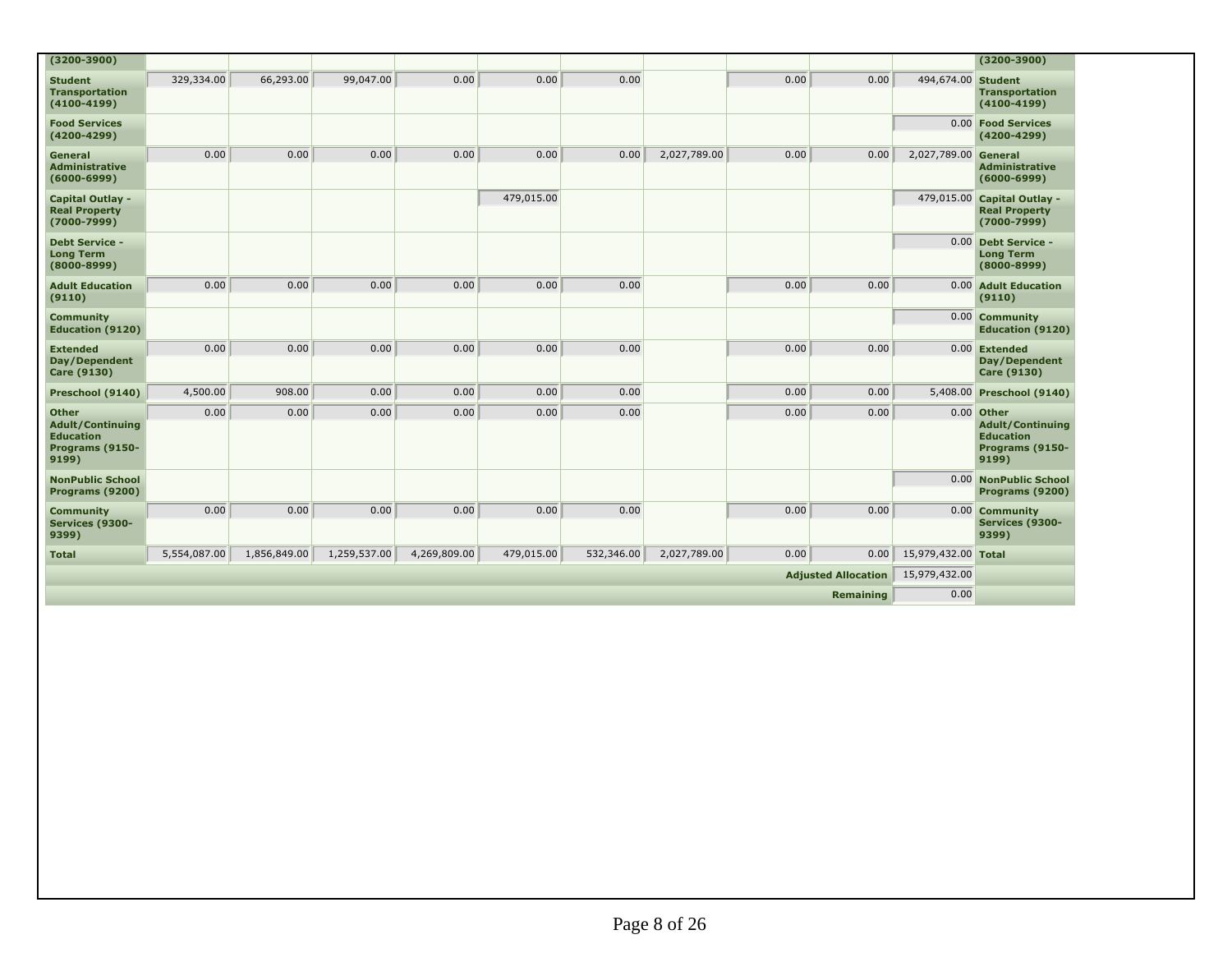| | | | | | | | | | | | |
|---|---|---|---|---|---|---|---|---|---|---|---|
| **(3200-3900)** | | | | | | | | | | | **(3200-3900)** |
| **Student Transportation (4100-4199)** | 329,334.00 | 66,293.00 | 99,047.00 | 0.00 | 0.00 | 0.00 | | 0.00 | 0.00 | 494,674.00 | **Student Transportation (4100-4199)** |
| **Food Services (4200-4299)** | | | | | | | | | | 0.00 | **Food Services (4200-4299)** |
| **General Administrative (6000-6999)** | 0.00 | 0.00 | 0.00 | 0.00 | 0.00 | 0.00 | 2,027,789.00 | 0.00 | 0.00 | 2,027,789.00 | **General Administrative (6000-6999)** |
| **Capital Outlay - Real Property (7000-7999)** | | | | | 479,015.00 | | | | | 479,015.00 | **Capital Outlay - Real Property (7000-7999)** |
| **Debt Service - Long Term (8000-8999)** | | | | | | | | | | 0.00 | **Debt Service - Long Term (8000-8999)** |
| **Adult Education (9110)** | 0.00 | 0.00 | 0.00 | 0.00 | 0.00 | 0.00 | | 0.00 | 0.00 | 0.00 | **Adult Education (9110)** |
| **Community Education (9120)** | | | | | | | | | | 0.00 | **Community Education (9120)** |
| **Extended Day/Dependent Care (9130)** | 0.00 | 0.00 | 0.00 | 0.00 | 0.00 | 0.00 | | 0.00 | 0.00 | 0.00 | **Extended Day/Dependent Care (9130)** |
| **Preschool (9140)** | 4,500.00 | 908.00 | 0.00 | 0.00 | 0.00 | 0.00 | | 0.00 | 0.00 | 5,408.00 | **Preschool (9140)** |
| **Other Adult/Continuing Education Programs (9150-9199)** | 0.00 | 0.00 | 0.00 | 0.00 | 0.00 | 0.00 | | 0.00 | 0.00 | 0.00 | **Other Adult/Continuing Education Programs (9150-9199)** |
| **NonPublic School Programs (9200)** | | | | | | | | | | 0.00 | **NonPublic School Programs (9200)** |
| **Community Services (9300-9399)** | 0.00 | 0.00 | 0.00 | 0.00 | 0.00 | 0.00 | | 0.00 | 0.00 | 0.00 | **Community Services (9300-9399)** |
| **Total** | 5,554,087.00 | 1,856,849.00 | 1,259,537.00 | 4,269,809.00 | 479,015.00 | 532,346.00 | 2,027,789.00 | 0.00 | 0.00 | 15,979,432.00 | **Total** |
| | | | | | | | | | **Adjusted Allocation** | 15,979,432.00 | |
| | | | | | | | | | **Remaining** | 0.00 | |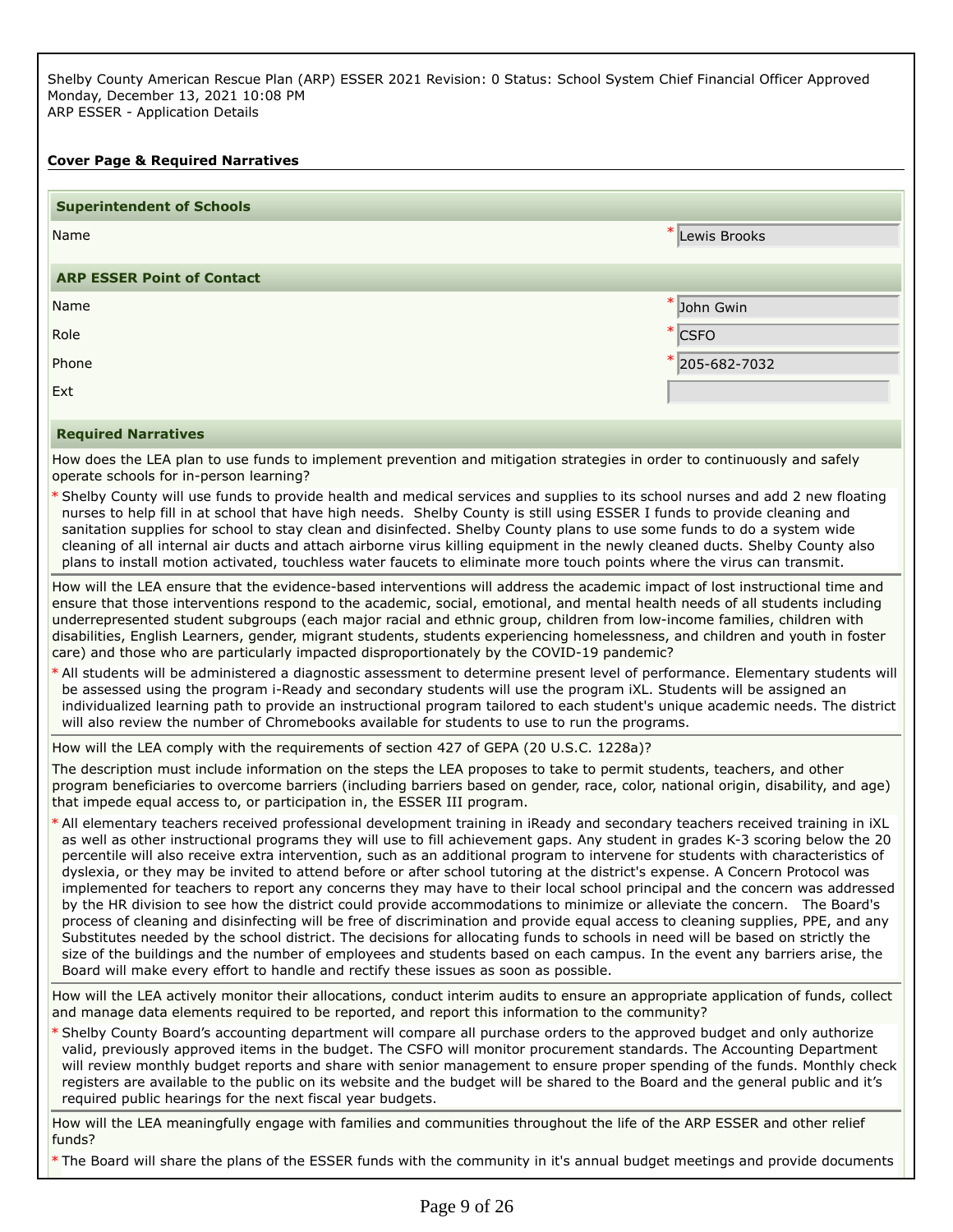Shelby County American Rescue Plan (ARP) ESSER 2021 Revision: 0 Status: School System Chief Financial Officer Approved
Monday, December 13, 2021 10:08 PM
ARP ESSER - Application Details

**Cover Page & Required Narratives**

### Superintendent of Schools

| | |
|---|---|
| Name | * Lewis Brooks |

### ARP ESSER Point of Contact

| | |
|---|---|
| Name | * John Gwin |
| Role | * CSFO |
| Phone | * 205-682-7032 |
| Ext | |

### Required Narratives

How does the LEA plan to use funds to implement prevention and mitigation strategies in order to continuously and safely operate schools for in-person learning?

* Shelby County will use funds to provide health and medical services and supplies to its school nurses and add 2 new floating nurses to help fill in at school that have high needs. Shelby County is still using ESSER I funds to provide cleaning and sanitation supplies for school to stay clean and disinfected. Shelby County plans to use some funds to do a system wide cleaning of all internal air ducts and attach airborne virus killing equipment in the newly cleaned ducts. Shelby County also plans to install motion activated, touchless water faucets to eliminate more touch points where the virus can transmit.

How will the LEA ensure that the evidence-based interventions will address the academic impact of lost instructional time and ensure that those interventions respond to the academic, social, emotional, and mental health needs of all students including underrepresented student subgroups (each major racial and ethnic group, children from low-income families, children with disabilities, English Learners, gender, migrant students, students experiencing homelessness, and children and youth in foster care) and those who are particularly impacted disproportionately by the COVID-19 pandemic?

* All students will be administered a diagnostic assessment to determine present level of performance. Elementary students will be assessed using the program i-Ready and secondary students will use the program iXL. Students will be assigned an individualized learning path to provide an instructional program tailored to each student's unique academic needs. The district will also review the number of Chromebooks available for students to use to run the programs.

How will the LEA comply with the requirements of section 427 of GEPA (20 U.S.C. 1228a)?

The description must include information on the steps the LEA proposes to take to permit students, teachers, and other program beneficiaries to overcome barriers (including barriers based on gender, race, color, national origin, disability, and age) that impede equal access to, or participation in, the ESSER III program.

* All elementary teachers received professional development training in iReady and secondary teachers received training in iXL as well as other instructional programs they will use to fill achievement gaps. Any student in grades K-3 scoring below the 20 percentile will also receive extra intervention, such as an additional program to intervene for students with characteristics of dyslexia, or they may be invited to attend before or after school tutoring at the district's expense. A Concern Protocol was implemented for teachers to report any concerns they may have to their local school principal and the concern was addressed by the HR division to see how the district could provide accommodations to minimize or alleviate the concern. The Board's process of cleaning and disinfecting will be free of discrimination and provide equal access to cleaning supplies, PPE, and any Substitutes needed by the school district. The decisions for allocating funds to schools in need will be based on strictly the size of the buildings and the number of employees and students based on each campus. In the event any barriers arise, the Board will make every effort to handle and rectify these issues as soon as possible.

How will the LEA actively monitor their allocations, conduct interim audits to ensure an appropriate application of funds, collect and manage data elements required to be reported, and report this information to the community?

* Shelby County Board's accounting department will compare all purchase orders to the approved budget and only authorize valid, previously approved items in the budget. The CSFO will monitor procurement standards. The Accounting Department will review monthly budget reports and share with senior management to ensure proper spending of the funds. Monthly check registers are available to the public on its website and the budget will be shared to the Board and the general public and it's required public hearings for the next fiscal year budgets.

How will the LEA meaningfully engage with families and communities throughout the life of the ARP ESSER and other relief funds?

* The Board will share the plans of the ESSER funds with the community in it's annual budget meetings and provide documents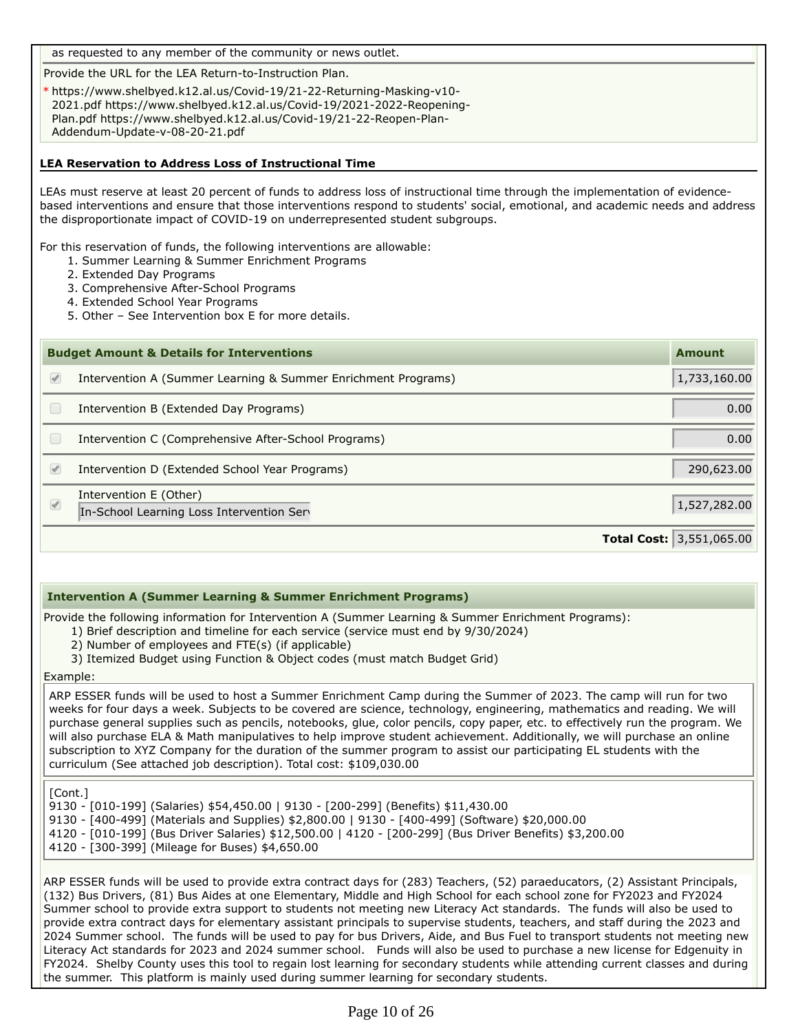as requested to any member of the community or news outlet.

Provide the URL for the LEA Return-to-Instruction Plan.

* https://www.shelbyed.k12.al.us/Covid-19/21-22-Returning-Masking-v10-2021.pdf https://www.shelbyed.k12.al.us/Covid-19/2021-2022-Reopening-Plan.pdf https://www.shelbyed.k12.al.us/Covid-19/21-22-Reopen-Plan-Addendum-Update-v-08-20-21.pdf

**LEA Reservation to Address Loss of Instructional Time**

LEAs must reserve at least 20 percent of funds to address loss of instructional time through the implementation of evidence-based interventions and ensure that those interventions respond to students' social, emotional, and academic needs and address the disproportionate impact of COVID-19 on underrepresented student subgroups.

For this reservation of funds, the following interventions are allowable:

1. Summer Learning & Summer Enrichment Programs
2. Extended Day Programs
3. Comprehensive After-School Programs
4. Extended School Year Programs
5. Other – See Intervention box E for more details.

| | Budget Amount & Details for Interventions | Amount |
|---|---|---|
| ✔ | Intervention A (Summer Learning & Summer Enrichment Programs) | 1,733,160.00 |
| ☐ | Intervention B (Extended Day Programs) | 0.00 |
| ☐ | Intervention C (Comprehensive After-School Programs) | 0.00 |
| ✔ | Intervention D (Extended School Year Programs) | 290,623.00 |
| ✔ | Intervention E (Other) In-School Learning Loss Intervention Serv | 1,527,282.00 |
| | **Total Cost:** | 3,551,065.00 |

**Intervention A (Summer Learning & Summer Enrichment Programs)**

Provide the following information for Intervention A (Summer Learning & Summer Enrichment Programs):

1) Brief description and timeline for each service (service must end by 9/30/2024)
2) Number of employees and FTE(s) (if applicable)
3) Itemized Budget using Function & Object codes (must match Budget Grid)

Example:

ARP ESSER funds will be used to host a Summer Enrichment Camp during the Summer of 2023. The camp will run for two weeks for four days a week. Subjects to be covered are science, technology, engineering, mathematics and reading. We will purchase general supplies such as pencils, notebooks, glue, color pencils, copy paper, etc. to effectively run the program. We will also purchase ELA & Math manipulatives to help improve student achievement. Additionally, we will purchase an online subscription to XYZ Company for the duration of the summer program to assist our participating EL students with the curriculum (See attached job description). Total cost: $109,030.00

[Cont.]
9130 - [010-199] (Salaries) $54,450.00 | 9130 - [200-299] (Benefits) $11,430.00
9130 - [400-499] (Materials and Supplies) $2,800.00 | 9130 - [400-499] (Software) $20,000.00
4120 - [010-199] (Bus Driver Salaries) $12,500.00 | 4120 - [200-299] (Bus Driver Benefits) $3,200.00
4120 - [300-399] (Mileage for Buses) $4,650.00

ARP ESSER funds will be used to provide extra contract days for (283) Teachers, (52) paraeducators, (2) Assistant Principals, (132) Bus Drivers, (81) Bus Aides at one Elementary, Middle and High School for each school zone for FY2023 and FY2024 Summer school to provide extra support to students not meeting new Literacy Act standards. The funds will also be used to provide extra contract days for elementary assistant principals to supervise students, teachers, and staff during the 2023 and 2024 Summer school. The funds will be used to pay for bus Drivers, Aide, and Bus Fuel to transport students not meeting new Literacy Act standards for 2023 and 2024 summer school. Funds will also be used to purchase a new license for Edgenuity in FY2024. Shelby County uses this tool to regain lost learning for secondary students while attending current classes and during the summer. This platform is mainly used during summer learning for secondary students.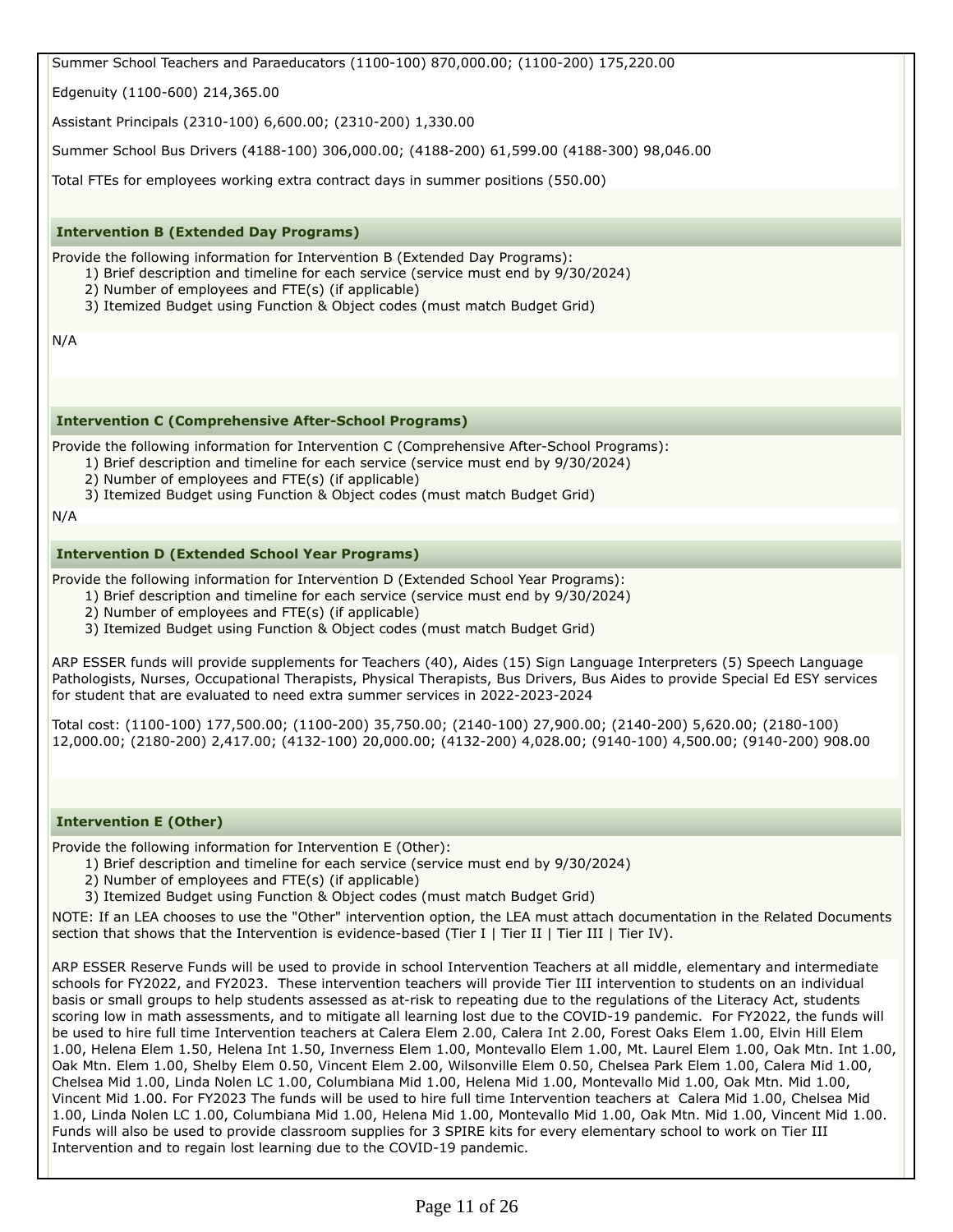Summer School Teachers and Paraeducators (1100-100) 870,000.00; (1100-200) 175,220.00

Edgenuity (1100-600) 214,365.00

Assistant Principals (2310-100) 6,600.00; (2310-200) 1,330.00

Summer School Bus Drivers (4188-100) 306,000.00; (4188-200) 61,599.00 (4188-300) 98,046.00

Total FTEs for employees working extra contract days in summer positions (550.00)

### Intervention B (Extended Day Programs)

Provide the following information for Intervention B (Extended Day Programs):

1) Brief description and timeline for each service (service must end by 9/30/2024)
2) Number of employees and FTE(s) (if applicable)
3) Itemized Budget using Function & Object codes (must match Budget Grid)

N/A

### Intervention C (Comprehensive After-School Programs)

Provide the following information for Intervention C (Comprehensive After-School Programs):

1) Brief description and timeline for each service (service must end by 9/30/2024)
2) Number of employees and FTE(s) (if applicable)
3) Itemized Budget using Function & Object codes (must match Budget Grid)

N/A

### Intervention D (Extended School Year Programs)

Provide the following information for Intervention D (Extended School Year Programs):

1) Brief description and timeline for each service (service must end by 9/30/2024)
2) Number of employees and FTE(s) (if applicable)
3) Itemized Budget using Function & Object codes (must match Budget Grid)

ARP ESSER funds will provide supplements for Teachers (40), Aides (15) Sign Language Interpreters (5) Speech Language Pathologists, Nurses, Occupational Therapists, Physical Therapists, Bus Drivers, Bus Aides to provide Special Ed ESY services for student that are evaluated to need extra summer services in 2022-2023-2024

Total cost: (1100-100) 177,500.00; (1100-200) 35,750.00; (2140-100) 27,900.00; (2140-200) 5,620.00; (2180-100) 12,000.00; (2180-200) 2,417.00; (4132-100) 20,000.00; (4132-200) 4,028.00; (9140-100) 4,500.00; (9140-200) 908.00

### Intervention E (Other)

Provide the following information for Intervention E (Other):

1) Brief description and timeline for each service (service must end by 9/30/2024)
2) Number of employees and FTE(s) (if applicable)
3) Itemized Budget using Function & Object codes (must match Budget Grid)

NOTE: If an LEA chooses to use the "Other" intervention option, the LEA must attach documentation in the Related Documents section that shows that the Intervention is evidence-based (Tier I | Tier II | Tier III | Tier IV).

ARP ESSER Reserve Funds will be used to provide in school Intervention Teachers at all middle, elementary and intermediate schools for FY2022, and FY2023. These intervention teachers will provide Tier III intervention to students on an individual basis or small groups to help students assessed as at-risk to repeating due to the regulations of the Literacy Act, students scoring low in math assessments, and to mitigate all learning lost due to the COVID-19 pandemic. For FY2022, the funds will be used to hire full time Intervention teachers at Calera Elem 2.00, Calera Int 2.00, Forest Oaks Elem 1.00, Elvin Hill Elem 1.00, Helena Elem 1.50, Helena Int 1.50, Inverness Elem 1.00, Montevallo Elem 1.00, Mt. Laurel Elem 1.00, Oak Mtn. Int 1.00, Oak Mtn. Elem 1.00, Shelby Elem 0.50, Vincent Elem 2.00, Wilsonville Elem 0.50, Chelsea Park Elem 1.00, Calera Mid 1.00, Chelsea Mid 1.00, Linda Nolen LC 1.00, Columbiana Mid 1.00, Helena Mid 1.00, Montevallo Mid 1.00, Oak Mtn. Mid 1.00, Vincent Mid 1.00. For FY2023 The funds will be used to hire full time Intervention teachers at Calera Mid 1.00, Chelsea Mid 1.00, Linda Nolen LC 1.00, Columbiana Mid 1.00, Helena Mid 1.00, Montevallo Mid 1.00, Oak Mtn. Mid 1.00, Vincent Mid 1.00. Funds will also be used to provide classroom supplies for 3 SPIRE kits for every elementary school to work on Tier III Intervention and to regain lost learning due to the COVID-19 pandemic.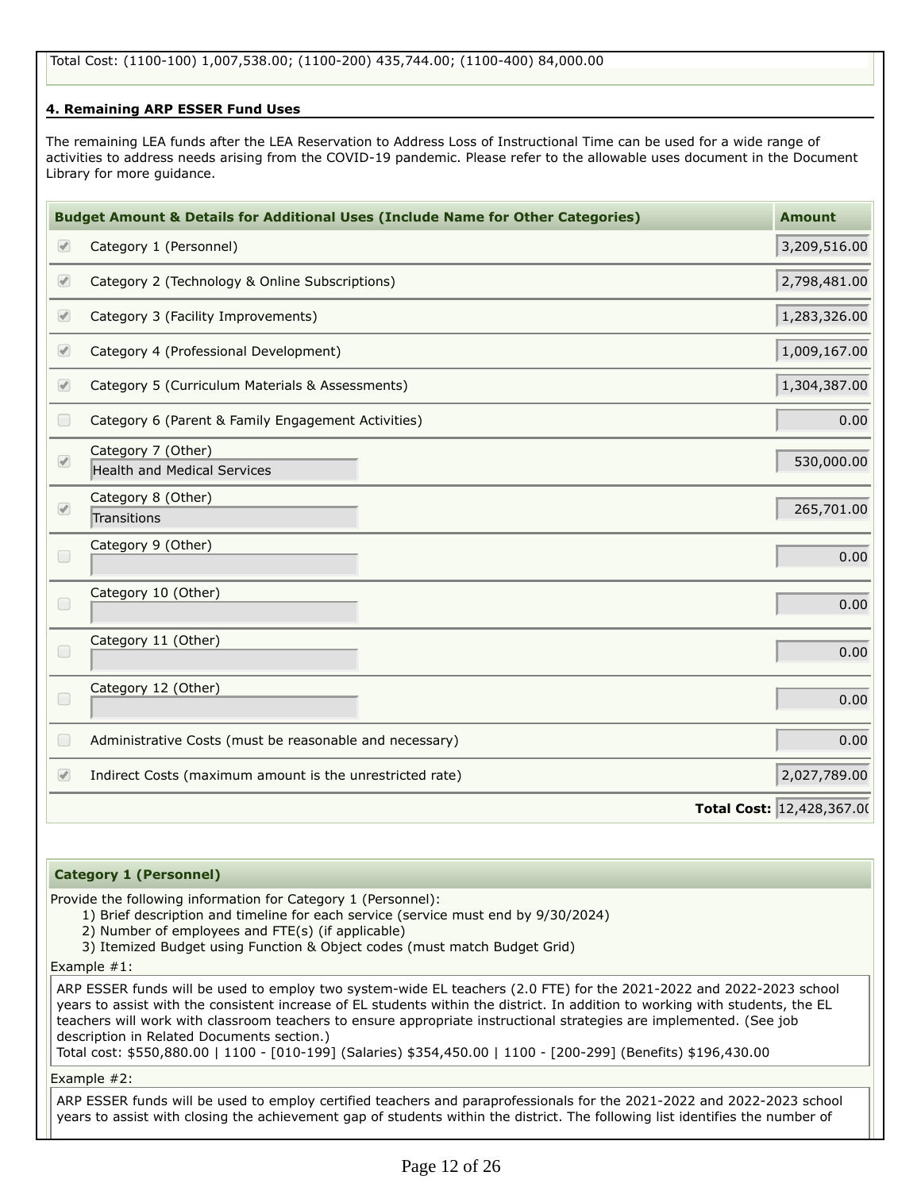Total Cost: (1100-100) 1,007,538.00; (1100-200) 435,744.00; (1100-400) 84,000.00

#### 4. Remaining ARP ESSER Fund Uses

The remaining LEA funds after the LEA Reservation to Address Loss of Instructional Time can be used for a wide range of activities to address needs arising from the COVID-19 pandemic. Please refer to the allowable uses document in the Document Library for more guidance.

| | Budget Amount & Details for Additional Uses (Include Name for Other Categories) | Amount |
|---|---|---|
| ✔ | Category 1 (Personnel) | 3,209,516.00 |
| ✔ | Category 2 (Technology & Online Subscriptions) | 2,798,481.00 |
| ✔ | Category 3 (Facility Improvements) | 1,283,326.00 |
| ✔ | Category 4 (Professional Development) | 1,009,167.00 |
| ✔ | Category 5 (Curriculum Materials & Assessments) | 1,304,387.00 |
| ☐ | Category 6 (Parent & Family Engagement Activities) | 0.00 |
| ✔ | Category 7 (Other) Health and Medical Services | 530,000.00 |
| ✔ | Category 8 (Other) Transitions | 265,701.00 |
| ☐ | Category 9 (Other) | 0.00 |
| ☐ | Category 10 (Other) | 0.00 |
| ☐ | Category 11 (Other) | 0.00 |
| ☐ | Category 12 (Other) | 0.00 |
| ☐ | Administrative Costs (must be reasonable and necessary) | 0.00 |
| ✔ | Indirect Costs (maximum amount is the unrestricted rate) | 2,027,789.00 |
| | **Total Cost:** | 12,428,367.00 |

#### Category 1 (Personnel)

Provide the following information for Category 1 (Personnel):

1) Brief description and timeline for each service (service must end by 9/30/2024)
2) Number of employees and FTE(s) (if applicable)
3) Itemized Budget using Function & Object codes (must match Budget Grid)

Example #1:

ARP ESSER funds will be used to employ two system-wide EL teachers (2.0 FTE) for the 2021-2022 and 2022-2023 school years to assist with the consistent increase of EL students within the district. In addition to working with students, the EL teachers will work with classroom teachers to ensure appropriate instructional strategies are implemented. (See job description in Related Documents section.)
Total cost: $550,880.00 | 1100 - [010-199] (Salaries) $354,450.00 | 1100 - [200-299] (Benefits) $196,430.00

Example #2:

ARP ESSER funds will be used to employ certified teachers and paraprofessionals for the 2021-2022 and 2022-2023 school years to assist with closing the achievement gap of students within the district. The following list identifies the number of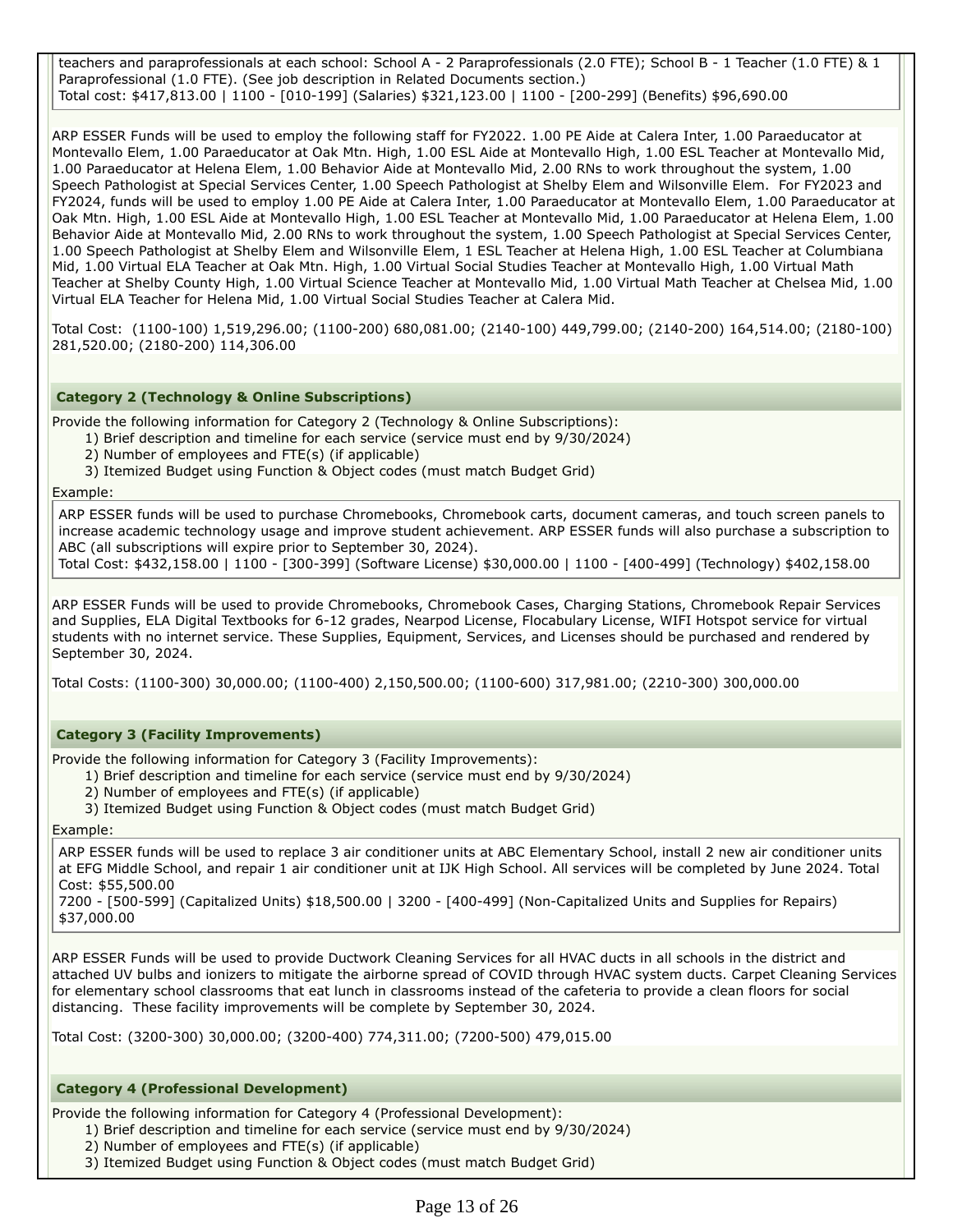teachers and paraprofessionals at each school: School A - 2 Paraprofessionals (2.0 FTE); School B - 1 Teacher (1.0 FTE) & 1 Paraprofessional (1.0 FTE). (See job description in Related Documents section.)
Total cost: $417,813.00 | 1100 - [010-199] (Salaries) $321,123.00 | 1100 - [200-299] (Benefits) $96,690.00

ARP ESSER Funds will be used to employ the following staff for FY2022. 1.00 PE Aide at Calera Inter, 1.00 Paraeducator at Montevallo Elem, 1.00 Paraeducator at Oak Mtn. High, 1.00 ESL Aide at Montevallo High, 1.00 ESL Teacher at Montevallo Mid, 1.00 Paraeducator at Helena Elem, 1.00 Behavior Aide at Montevallo Mid, 2.00 RNs to work throughout the system, 1.00 Speech Pathologist at Special Services Center, 1.00 Speech Pathologist at Shelby Elem and Wilsonville Elem. For FY2023 and FY2024, funds will be used to employ 1.00 PE Aide at Calera Inter, 1.00 Paraeducator at Montevallo Elem, 1.00 Paraeducator at Oak Mtn. High, 1.00 ESL Aide at Montevallo High, 1.00 ESL Teacher at Montevallo Mid, 1.00 Paraeducator at Helena Elem, 1.00 Behavior Aide at Montevallo Mid, 2.00 RNs to work throughout the system, 1.00 Speech Pathologist at Special Services Center, 1.00 Speech Pathologist at Shelby Elem and Wilsonville Elem, 1 ESL Teacher at Helena High, 1.00 ESL Teacher at Columbiana Mid, 1.00 Virtual ELA Teacher at Oak Mtn. High, 1.00 Virtual Social Studies Teacher at Montevallo High, 1.00 Virtual Math Teacher at Shelby County High, 1.00 Virtual Science Teacher at Montevallo Mid, 1.00 Virtual Math Teacher at Chelsea Mid, 1.00 Virtual ELA Teacher for Helena Mid, 1.00 Virtual Social Studies Teacher at Calera Mid.

Total Cost: (1100-100) 1,519,296.00; (1100-200) 680,081.00; (2140-100) 449,799.00; (2140-200) 164,514.00; (2180-100) 281,520.00; (2180-200) 114,306.00

### Category 2 (Technology & Online Subscriptions)

Provide the following information for Category 2 (Technology & Online Subscriptions):

1) Brief description and timeline for each service (service must end by 9/30/2024)
2) Number of employees and FTE(s) (if applicable)
3) Itemized Budget using Function & Object codes (must match Budget Grid)

Example:

ARP ESSER funds will be used to purchase Chromebooks, Chromebook carts, document cameras, and touch screen panels to increase academic technology usage and improve student achievement. ARP ESSER funds will also purchase a subscription to ABC (all subscriptions will expire prior to September 30, 2024).
Total Cost: $432,158.00 | 1100 - [300-399] (Software License) $30,000.00 | 1100 - [400-499] (Technology) $402,158.00

ARP ESSER Funds will be used to provide Chromebooks, Chromebook Cases, Charging Stations, Chromebook Repair Services and Supplies, ELA Digital Textbooks for 6-12 grades, Nearpod License, Flocabulary License, WIFI Hotspot service for virtual students with no internet service. These Supplies, Equipment, Services, and Licenses should be purchased and rendered by September 30, 2024.

Total Costs: (1100-300) 30,000.00; (1100-400) 2,150,500.00; (1100-600) 317,981.00; (2210-300) 300,000.00

### Category 3 (Facility Improvements)

Provide the following information for Category 3 (Facility Improvements):

1) Brief description and timeline for each service (service must end by 9/30/2024)
2) Number of employees and FTE(s) (if applicable)
3) Itemized Budget using Function & Object codes (must match Budget Grid)

Example:

ARP ESSER funds will be used to replace 3 air conditioner units at ABC Elementary School, install 2 new air conditioner units at EFG Middle School, and repair 1 air conditioner unit at IJK High School. All services will be completed by June 2024. Total Cost: $55,500.00
7200 - [500-599] (Capitalized Units) $18,500.00 | 3200 - [400-499] (Non-Capitalized Units and Supplies for Repairs) $37,000.00

ARP ESSER Funds will be used to provide Ductwork Cleaning Services for all HVAC ducts in all schools in the district and attached UV bulbs and ionizers to mitigate the airborne spread of COVID through HVAC system ducts. Carpet Cleaning Services for elementary school classrooms that eat lunch in classrooms instead of the cafeteria to provide a clean floors for social distancing. These facility improvements will be complete by September 30, 2024.

Total Cost: (3200-300) 30,000.00; (3200-400) 774,311.00; (7200-500) 479,015.00

### Category 4 (Professional Development)

Provide the following information for Category 4 (Professional Development):

1) Brief description and timeline for each service (service must end by 9/30/2024)
2) Number of employees and FTE(s) (if applicable)
3) Itemized Budget using Function & Object codes (must match Budget Grid)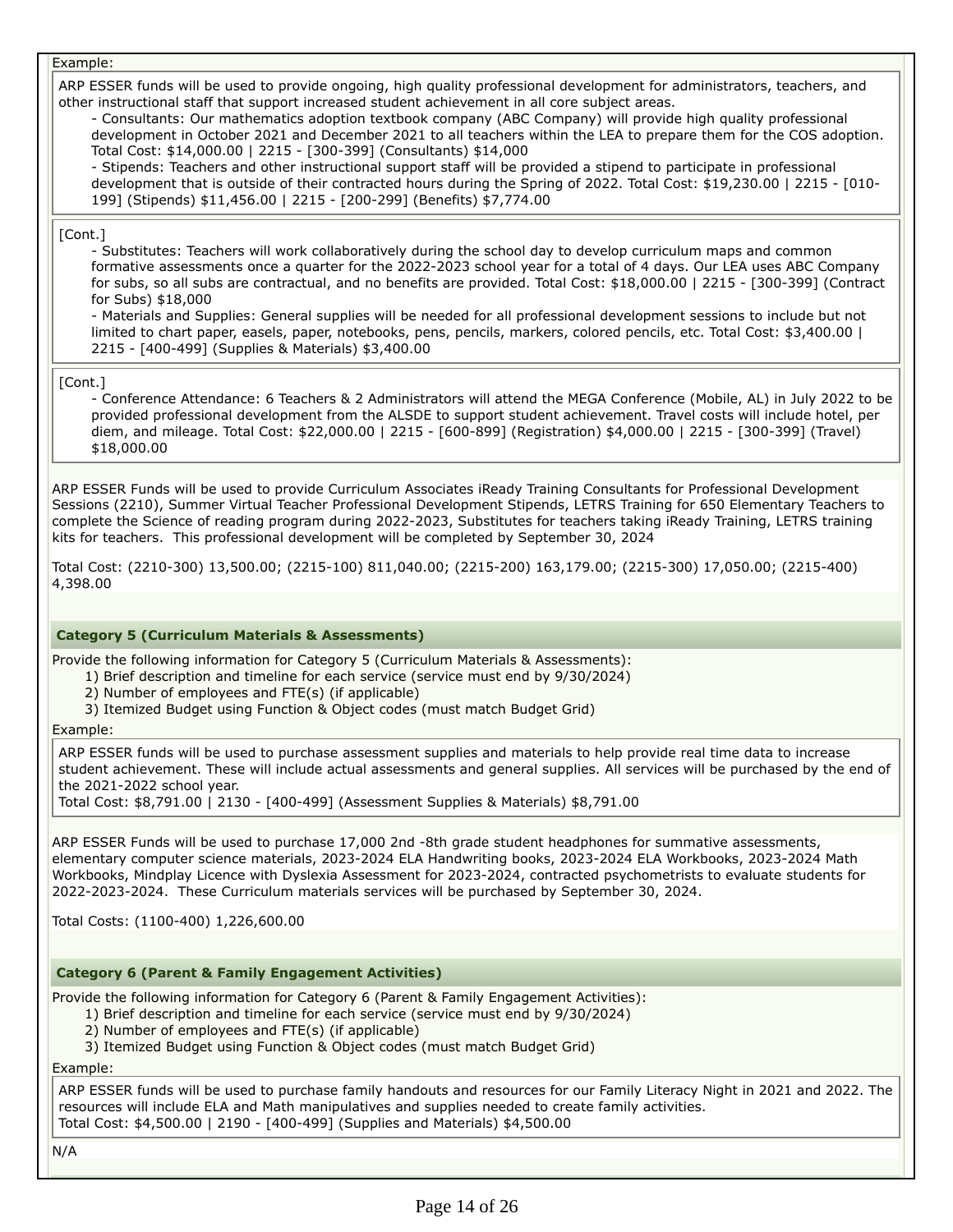Example:

> ARP ESSER funds will be used to provide ongoing, high quality professional development for administrators, teachers, and other instructional staff that support increased student achievement in all core subject areas.
> - Consultants: Our mathematics adoption textbook company (ABC Company) will provide high quality professional development in October 2021 and December 2021 to all teachers within the LEA to prepare them for the COS adoption. Total Cost: $14,000.00 | 2215 - [300-399] (Consultants) $14,000
> - Stipends: Teachers and other instructional support staff will be provided a stipend to participate in professional development that is outside of their contracted hours during the Spring of 2022. Total Cost: $19,230.00 | 2215 - [010-199] (Stipends) $11,456.00 | 2215 - [200-299] (Benefits) $7,774.00

> [Cont.]
> - Substitutes: Teachers will work collaboratively during the school day to develop curriculum maps and common formative assessments once a quarter for the 2022-2023 school year for a total of 4 days. Our LEA uses ABC Company for subs, so all subs are contractual, and no benefits are provided. Total Cost: $18,000.00 | 2215 - [300-399] (Contract for Subs) $18,000
> - Materials and Supplies: General supplies will be needed for all professional development sessions to include but not limited to chart paper, easels, paper, notebooks, pens, pencils, markers, colored pencils, etc. Total Cost: $3,400.00 | 2215 - [400-499] (Supplies & Materials) $3,400.00

> [Cont.]
> - Conference Attendance: 6 Teachers & 2 Administrators will attend the MEGA Conference (Mobile, AL) in July 2022 to be provided professional development from the ALSDE to support student achievement. Travel costs will include hotel, per diem, and mileage. Total Cost: $22,000.00 | 2215 - [600-899] (Registration) $4,000.00 | 2215 - [300-399] (Travel) $18,000.00

ARP ESSER Funds will be used to provide Curriculum Associates iReady Training Consultants for Professional Development Sessions (2210), Summer Virtual Teacher Professional Development Stipends, LETRS Training for 650 Elementary Teachers to complete the Science of reading program during 2022-2023, Substitutes for teachers taking iReady Training, LETRS training kits for teachers. This professional development will be completed by September 30, 2024

Total Cost: (2210-300) 13,500.00; (2215-100) 811,040.00; (2215-200) 163,179.00; (2215-300) 17,050.00; (2215-400) 4,398.00

### Category 5 (Curriculum Materials & Assessments)

Provide the following information for Category 5 (Curriculum Materials & Assessments):

1) Brief description and timeline for each service (service must end by 9/30/2024)
2) Number of employees and FTE(s) (if applicable)
3) Itemized Budget using Function & Object codes (must match Budget Grid)

Example:

> ARP ESSER funds will be used to purchase assessment supplies and materials to help provide real time data to increase student achievement. These will include actual assessments and general supplies. All services will be purchased by the end of the 2021-2022 school year.
> Total Cost: $8,791.00 | 2130 - [400-499] (Assessment Supplies & Materials) $8,791.00

ARP ESSER Funds will be used to purchase 17,000 2nd -8th grade student headphones for summative assessments, elementary computer science materials, 2023-2024 ELA Handwriting books, 2023-2024 ELA Workbooks, 2023-2024 Math Workbooks, Mindplay Licence with Dyslexia Assessment for 2023-2024, contracted psychometrists to evaluate students for 2022-2023-2024. These Curriculum materials services will be purchased by September 30, 2024.

Total Costs: (1100-400) 1,226,600.00

### Category 6 (Parent & Family Engagement Activities)

Provide the following information for Category 6 (Parent & Family Engagement Activities):

1) Brief description and timeline for each service (service must end by 9/30/2024)
2) Number of employees and FTE(s) (if applicable)
3) Itemized Budget using Function & Object codes (must match Budget Grid)

Example:

> ARP ESSER funds will be used to purchase family handouts and resources for our Family Literacy Night in 2021 and 2022. The resources will include ELA and Math manipulatives and supplies needed to create family activities.
> Total Cost: $4,500.00 | 2190 - [400-499] (Supplies and Materials) $4,500.00

N/A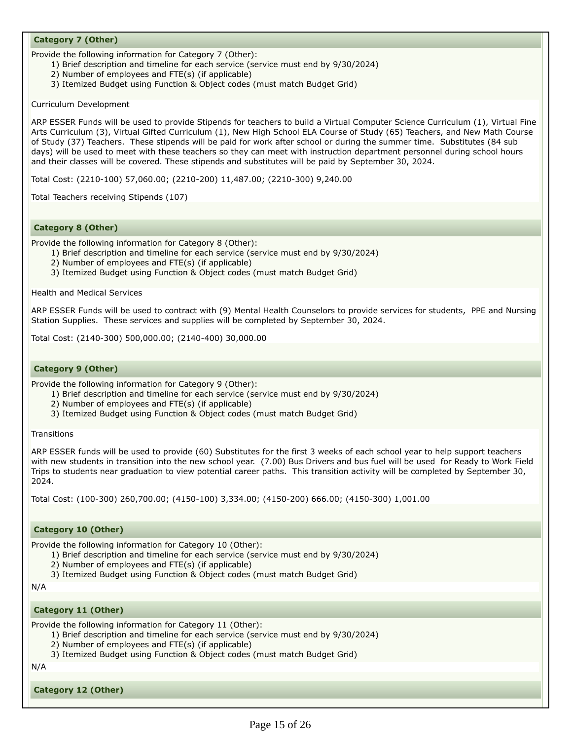### Category 7 (Other)

Provide the following information for Category 7 (Other):

1) Brief description and timeline for each service (service must end by 9/30/2024)
2) Number of employees and FTE(s) (if applicable)
3) Itemized Budget using Function & Object codes (must match Budget Grid)

Curriculum Development

ARP ESSER Funds will be used to provide Stipends for teachers to build a Virtual Computer Science Curriculum (1), Virtual Fine Arts Curriculum (3), Virtual Gifted Curriculum (1), New High School ELA Course of Study (65) Teachers, and New Math Course of Study (37) Teachers. These stipends will be paid for work after school or during the summer time. Substitutes (84 sub days) will be used to meet with these teachers so they can meet with instruction department personnel during school hours and their classes will be covered. These stipends and substitutes will be paid by September 30, 2024.

Total Cost: (2210-100) 57,060.00; (2210-200) 11,487.00; (2210-300) 9,240.00

Total Teachers receiving Stipends (107)

### Category 8 (Other)

Provide the following information for Category 8 (Other):

1) Brief description and timeline for each service (service must end by 9/30/2024)
2) Number of employees and FTE(s) (if applicable)
3) Itemized Budget using Function & Object codes (must match Budget Grid)

Health and Medical Services

ARP ESSER Funds will be used to contract with (9) Mental Health Counselors to provide services for students, PPE and Nursing Station Supplies. These services and supplies will be completed by September 30, 2024.

Total Cost: (2140-300) 500,000.00; (2140-400) 30,000.00

### Category 9 (Other)

Provide the following information for Category 9 (Other):

1) Brief description and timeline for each service (service must end by 9/30/2024)
2) Number of employees and FTE(s) (if applicable)
3) Itemized Budget using Function & Object codes (must match Budget Grid)

Transitions

ARP ESSER funds will be used to provide (60) Substitutes for the first 3 weeks of each school year to help support teachers with new students in transition into the new school year. (7.00) Bus Drivers and bus fuel will be used for Ready to Work Field Trips to students near graduation to view potential career paths. This transition activity will be completed by September 30, 2024.

Total Cost: (100-300) 260,700.00; (4150-100) 3,334.00; (4150-200) 666.00; (4150-300) 1,001.00

### Category 10 (Other)

Provide the following information for Category 10 (Other):

1) Brief description and timeline for each service (service must end by 9/30/2024)
2) Number of employees and FTE(s) (if applicable)
3) Itemized Budget using Function & Object codes (must match Budget Grid)

N/A

### Category 11 (Other)

Provide the following information for Category 11 (Other):

1) Brief description and timeline for each service (service must end by 9/30/2024)
2) Number of employees and FTE(s) (if applicable)
3) Itemized Budget using Function & Object codes (must match Budget Grid)

N/A

### Category 12 (Other)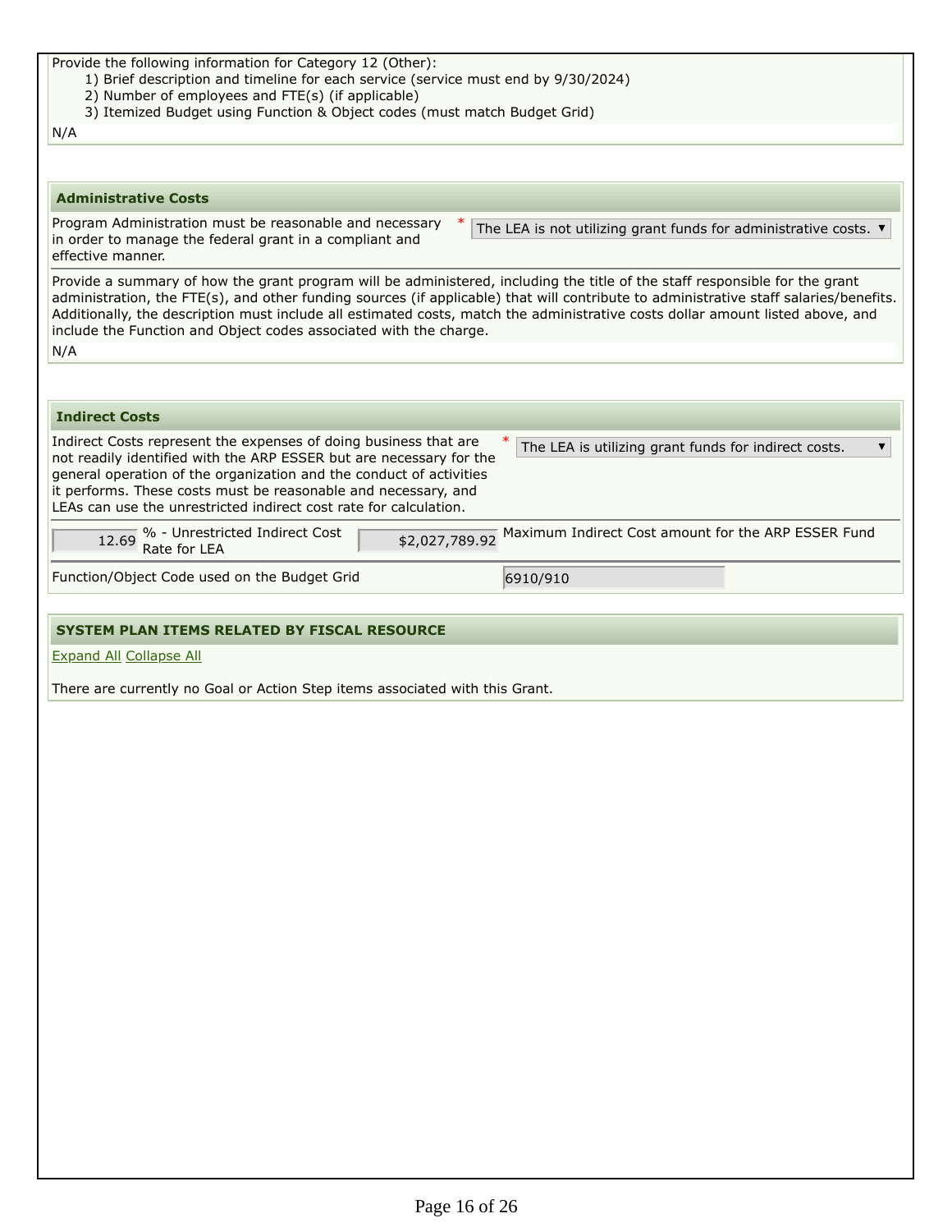Provide the following information for Category 12 (Other):

1) Brief description and timeline for each service (service must end by 9/30/2024)
2) Number of employees and FTE(s) (if applicable)
3) Itemized Budget using Function & Object codes (must match Budget Grid)

N/A

## Administrative Costs

Program Administration must be reasonable and necessary in order to manage the federal grant in a compliant and effective manner. * The LEA is not utilizing grant funds for administrative costs.

Provide a summary of how the grant program will be administered, including the title of the staff responsible for the grant administration, the FTE(s), and other funding sources (if applicable) that will contribute to administrative staff salaries/benefits. Additionally, the description must include all estimated costs, match the administrative costs dollar amount listed above, and include the Function and Object codes associated with the charge.

N/A

## Indirect Costs

Indirect Costs represent the expenses of doing business that are not readily identified with the ARP ESSER but are necessary for the general operation of the organization and the conduct of activities it performs. These costs must be reasonable and necessary, and LEAs can use the unrestricted indirect cost rate for calculation. * The LEA is utilizing grant funds for indirect costs.

12.69 % - Unrestricted Indirect Cost Rate for LEA

$2,027,789.92 Maximum Indirect Cost amount for the ARP ESSER Fund

Function/Object Code used on the Budget Grid: 6910/910

## SYSTEM PLAN ITEMS RELATED BY FISCAL RESOURCE

Expand All Collapse All

There are currently no Goal or Action Step items associated with this Grant.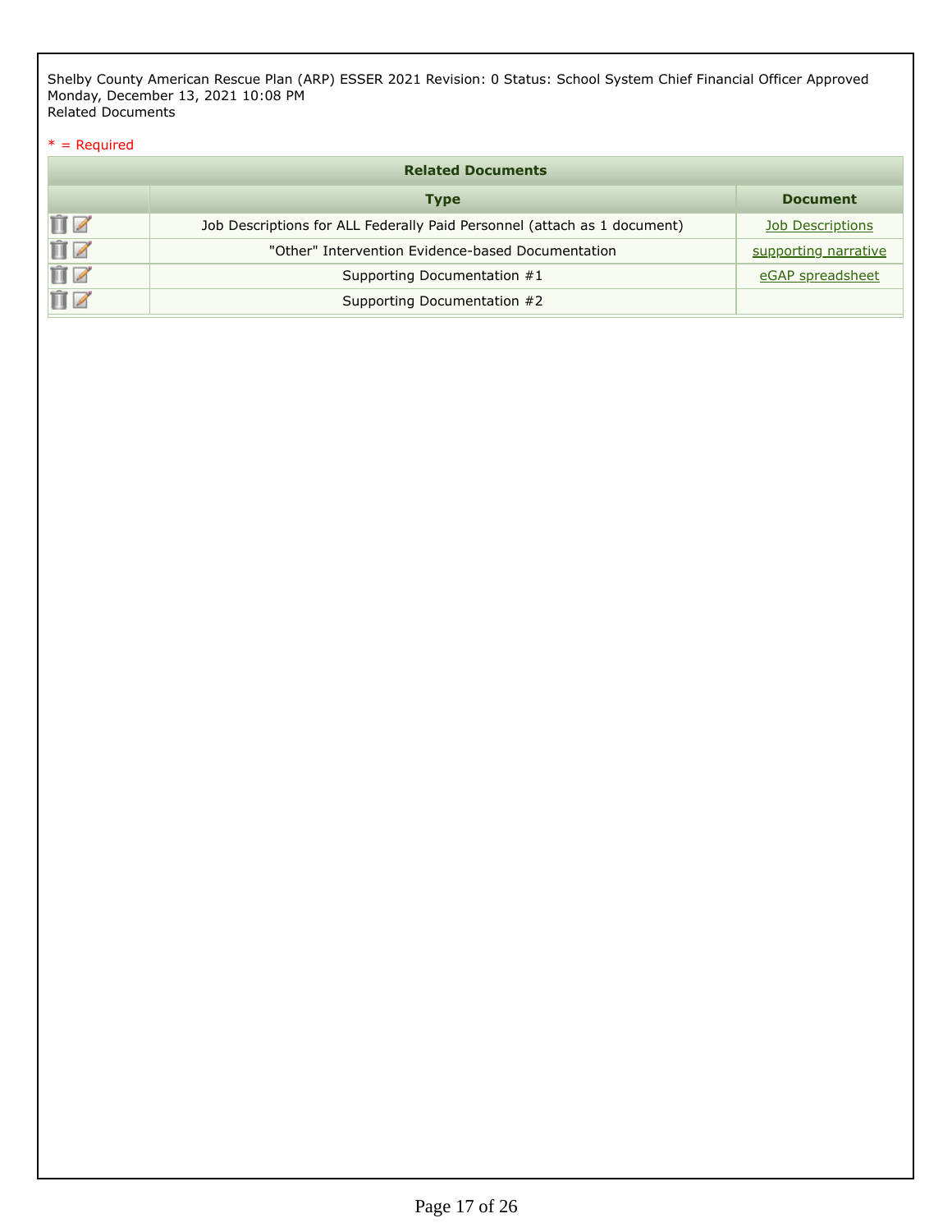Shelby County American Rescue Plan (ARP) ESSER 2021 Revision: 0 Status: School System Chief Financial Officer Approved
Monday, December 13, 2021 10:08 PM
Related Documents

* = Required

**Related Documents**

| | Type | Document |
|---|---|---|
| | Job Descriptions for ALL Federally Paid Personnel (attach as 1 document) | Job Descriptions |
| | "Other" Intervention Evidence-based Documentation | supporting narrative |
| | Supporting Documentation #1 | eGAP spreadsheet |
| | Supporting Documentation #2 | |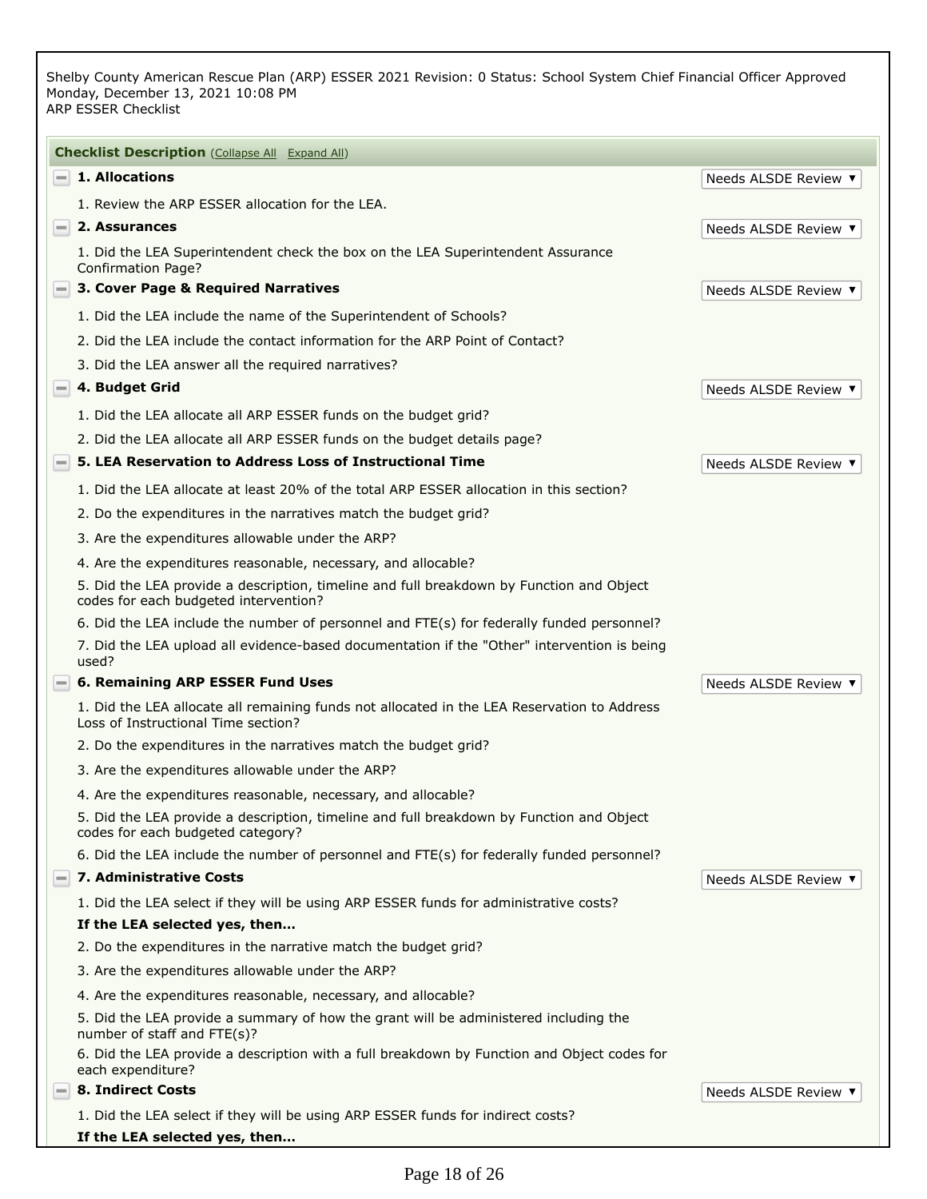Shelby County American Rescue Plan (ARP) ESSER 2021 Revision: 0 Status: School System Chief Financial Officer Approved
Monday, December 13, 2021 10:08 PM
ARP ESSER Checklist

**Checklist Description** (Collapse All Expand All)

**1. Allocations** — Needs ALSDE Review

1. Review the ARP ESSER allocation for the LEA.

**2. Assurances** — Needs ALSDE Review

1. Did the LEA Superintendent check the box on the LEA Superintendent Assurance Confirmation Page?

**3. Cover Page & Required Narratives** — Needs ALSDE Review

1. Did the LEA include the name of the Superintendent of Schools?
2. Did the LEA include the contact information for the ARP Point of Contact?
3. Did the LEA answer all the required narratives?

**4. Budget Grid** — Needs ALSDE Review

1. Did the LEA allocate all ARP ESSER funds on the budget grid?
2. Did the LEA allocate all ARP ESSER funds on the budget details page?

**5. LEA Reservation to Address Loss of Instructional Time** — Needs ALSDE Review

1. Did the LEA allocate at least 20% of the total ARP ESSER allocation in this section?
2. Do the expenditures in the narratives match the budget grid?
3. Are the expenditures allowable under the ARP?
4. Are the expenditures reasonable, necessary, and allocable?
5. Did the LEA provide a description, timeline and full breakdown by Function and Object codes for each budgeted intervention?
6. Did the LEA include the number of personnel and FTE(s) for federally funded personnel?
7. Did the LEA upload all evidence-based documentation if the "Other" intervention is being used?

**6. Remaining ARP ESSER Fund Uses** — Needs ALSDE Review

1. Did the LEA allocate all remaining funds not allocated in the LEA Reservation to Address Loss of Instructional Time section?
2. Do the expenditures in the narratives match the budget grid?
3. Are the expenditures allowable under the ARP?
4. Are the expenditures reasonable, necessary, and allocable?
5. Did the LEA provide a description, timeline and full breakdown by Function and Object codes for each budgeted category?
6. Did the LEA include the number of personnel and FTE(s) for federally funded personnel?

**7. Administrative Costs** — Needs ALSDE Review

1. Did the LEA select if they will be using ARP ESSER funds for administrative costs?

**If the LEA selected yes, then...**

2. Do the expenditures in the narrative match the budget grid?
3. Are the expenditures allowable under the ARP?
4. Are the expenditures reasonable, necessary, and allocable?
5. Did the LEA provide a summary of how the grant will be administered including the number of staff and FTE(s)?
6. Did the LEA provide a description with a full breakdown by Function and Object codes for each expenditure?

**8. Indirect Costs** — Needs ALSDE Review

1. Did the LEA select if they will be using ARP ESSER funds for indirect costs?

**If the LEA selected yes, then...**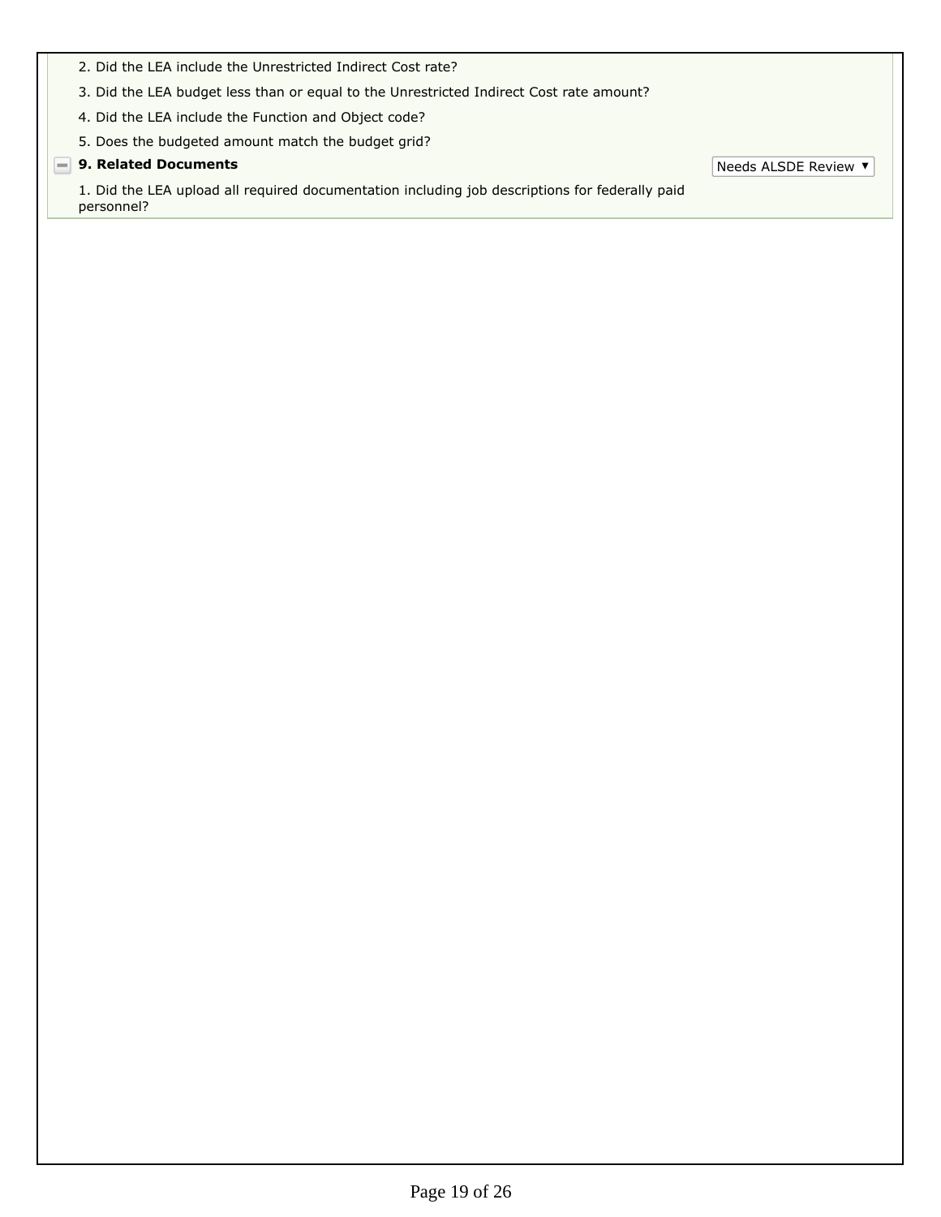2. Did the LEA include the Unrestricted Indirect Cost rate?

3. Did the LEA budget less than or equal to the Unrestricted Indirect Cost rate amount?

4. Did the LEA include the Function and Object code?

5. Does the budgeted amount match the budget grid?

**9. Related Documents** — Needs ALSDE Review

1. Did the LEA upload all required documentation including job descriptions for federally paid personnel?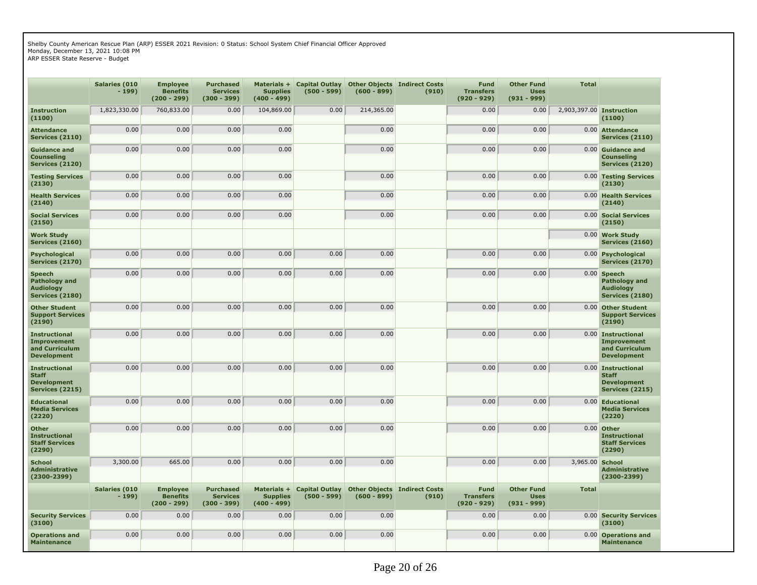Shelby County American Rescue Plan (ARP) ESSER 2021 Revision: 0 Status: School System Chief Financial Officer Approved
Monday, December 13, 2021 10:08 PM
ARP ESSER State Reserve - Budget

| | Salaries (010 - 199) | Employee Benefits (200 - 299) | Purchased Services (300 - 399) | Materials + Supplies (400 - 499) | Capital Outlay (500 - 599) | Other Objects (600 - 899) | Indirect Costs (910) | Fund Transfers (920 - 929) | Other Fund Uses (931 - 999) | Total | |
|---|---|---|---|---|---|---|---|---|---|---|---|
| **Instruction (1100)** | 1,823,330.00 | 760,833.00 | 0.00 | 104,869.00 | 0.00 | 214,365.00 | | 0.00 | 0.00 | 2,903,397.00 | **Instruction (1100)** |
| **Attendance Services (2110)** | 0.00 | 0.00 | 0.00 | 0.00 | | 0.00 | | 0.00 | 0.00 | 0.00 | **Attendance Services (2110)** |
| **Guidance and Counseling Services (2120)** | 0.00 | 0.00 | 0.00 | 0.00 | | 0.00 | | 0.00 | 0.00 | 0.00 | **Guidance and Counseling Services (2120)** |
| **Testing Services (2130)** | 0.00 | 0.00 | 0.00 | 0.00 | | 0.00 | | 0.00 | 0.00 | 0.00 | **Testing Services (2130)** |
| **Health Services (2140)** | 0.00 | 0.00 | 0.00 | 0.00 | | 0.00 | | 0.00 | 0.00 | 0.00 | **Health Services (2140)** |
| **Social Services (2150)** | 0.00 | 0.00 | 0.00 | 0.00 | | 0.00 | | 0.00 | 0.00 | 0.00 | **Social Services (2150)** |
| **Work Study Services (2160)** | | | | | | | | | | 0.00 | **Work Study Services (2160)** |
| **Psychological Services (2170)** | 0.00 | 0.00 | 0.00 | 0.00 | 0.00 | 0.00 | | 0.00 | 0.00 | 0.00 | **Psychological Services (2170)** |
| **Speech Pathology and Audiology Services (2180)** | 0.00 | 0.00 | 0.00 | 0.00 | 0.00 | 0.00 | | 0.00 | 0.00 | 0.00 | **Speech Pathology and Audiology Services (2180)** |
| **Other Student Support Services (2190)** | 0.00 | 0.00 | 0.00 | 0.00 | 0.00 | 0.00 | | 0.00 | 0.00 | 0.00 | **Other Student Support Services (2190)** |
| **Instructional Improvement and Curriculum Development** | 0.00 | 0.00 | 0.00 | 0.00 | 0.00 | 0.00 | | 0.00 | 0.00 | 0.00 | **Instructional Improvement and Curriculum Development** |
| **Instructional Staff Development Services (2215)** | 0.00 | 0.00 | 0.00 | 0.00 | 0.00 | 0.00 | | 0.00 | 0.00 | 0.00 | **Instructional Staff Development Services (2215)** |
| **Educational Media Services (2220)** | 0.00 | 0.00 | 0.00 | 0.00 | 0.00 | 0.00 | | 0.00 | 0.00 | 0.00 | **Educational Media Services (2220)** |
| **Other Instructional Staff Services (2290)** | 0.00 | 0.00 | 0.00 | 0.00 | 0.00 | 0.00 | | 0.00 | 0.00 | 0.00 | **Other Instructional Staff Services (2290)** |
| **School Administrative (2300-2399)** | 3,300.00 | 665.00 | 0.00 | 0.00 | 0.00 | 0.00 | | 0.00 | 0.00 | 3,965.00 | **School Administrative (2300-2399)** |
| | **Salaries (010 - 199)** | **Employee Benefits (200 - 299)** | **Purchased Services (300 - 399)** | **Materials + Supplies (400 - 499)** | **Capital Outlay (500 - 599)** | **Other Objects (600 - 899)** | **Indirect Costs (910)** | **Fund Transfers (920 - 929)** | **Other Fund Uses (931 - 999)** | **Total** | |
| **Security Services (3100)** | 0.00 | 0.00 | 0.00 | 0.00 | 0.00 | 0.00 | | 0.00 | 0.00 | 0.00 | **Security Services (3100)** |
| **Operations and Maintenance** | 0.00 | 0.00 | 0.00 | 0.00 | 0.00 | 0.00 | | 0.00 | 0.00 | 0.00 | **Operations and Maintenance** |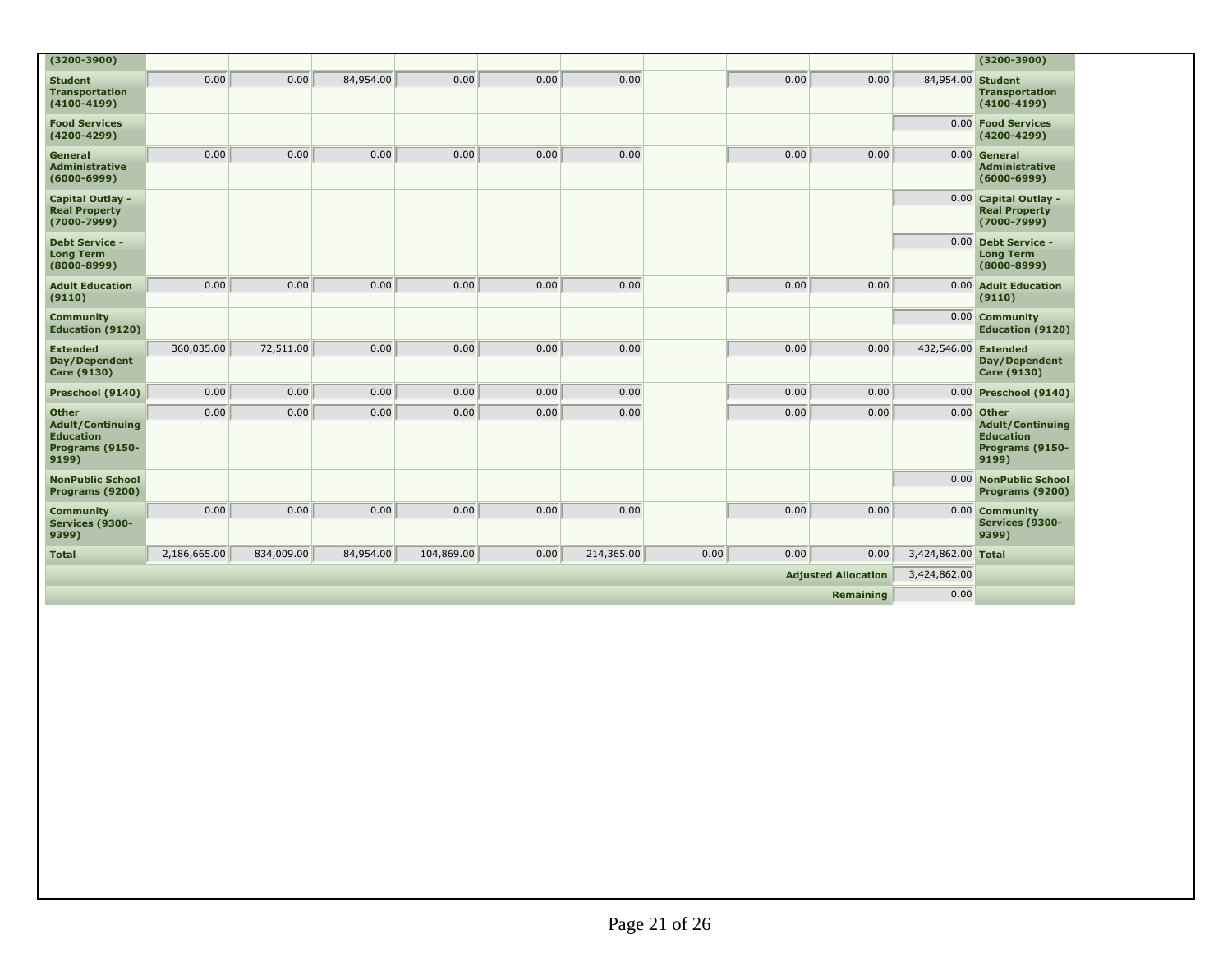| (3200-3900) | | | | | | | | | | | (3200-3900) |
|---|---|---|---|---|---|---|---|---|---|---|---|
| Student Transportation (4100-4199) | 0.00 | 0.00 | 84,954.00 | 0.00 | 0.00 | 0.00 | | 0.00 | 0.00 | 84,954.00 | Student Transportation (4100-4199) |
| Food Services (4200-4299) | | | | | | | | | | 0.00 | Food Services (4200-4299) |
| General Administrative (6000-6999) | 0.00 | 0.00 | 0.00 | 0.00 | 0.00 | 0.00 | | 0.00 | 0.00 | 0.00 | General Administrative (6000-6999) |
| Capital Outlay - Real Property (7000-7999) | | | | | | | | | | 0.00 | Capital Outlay - Real Property (7000-7999) |
| Debt Service - Long Term (8000-8999) | | | | | | | | | | 0.00 | Debt Service - Long Term (8000-8999) |
| Adult Education (9110) | 0.00 | 0.00 | 0.00 | 0.00 | 0.00 | 0.00 | | 0.00 | 0.00 | 0.00 | Adult Education (9110) |
| Community Education (9120) | | | | | | | | | | 0.00 | Community Education (9120) |
| Extended Day/Dependent Care (9130) | 360,035.00 | 72,511.00 | 0.00 | 0.00 | 0.00 | 0.00 | | 0.00 | 0.00 | 432,546.00 | Extended Day/Dependent Care (9130) |
| Preschool (9140) | 0.00 | 0.00 | 0.00 | 0.00 | 0.00 | 0.00 | | 0.00 | 0.00 | 0.00 | Preschool (9140) |
| Other Adult/Continuing Education Programs (9150-9199) | 0.00 | 0.00 | 0.00 | 0.00 | 0.00 | 0.00 | | 0.00 | 0.00 | 0.00 | Other Adult/Continuing Education Programs (9150-9199) |
| NonPublic School Programs (9200) | | | | | | | | | | 0.00 | NonPublic School Programs (9200) |
| Community Services (9300-9399) | 0.00 | 0.00 | 0.00 | 0.00 | 0.00 | 0.00 | | 0.00 | 0.00 | 0.00 | Community Services (9300-9399) |
| Total | 2,186,665.00 | 834,009.00 | 84,954.00 | 104,869.00 | 0.00 | 214,365.00 | 0.00 | 0.00 | 0.00 | 3,424,862.00 | Total |
| | | | | | | | | | Adjusted Allocation | 3,424,862.00 | |
| | | | | | | | | | Remaining | 0.00 | |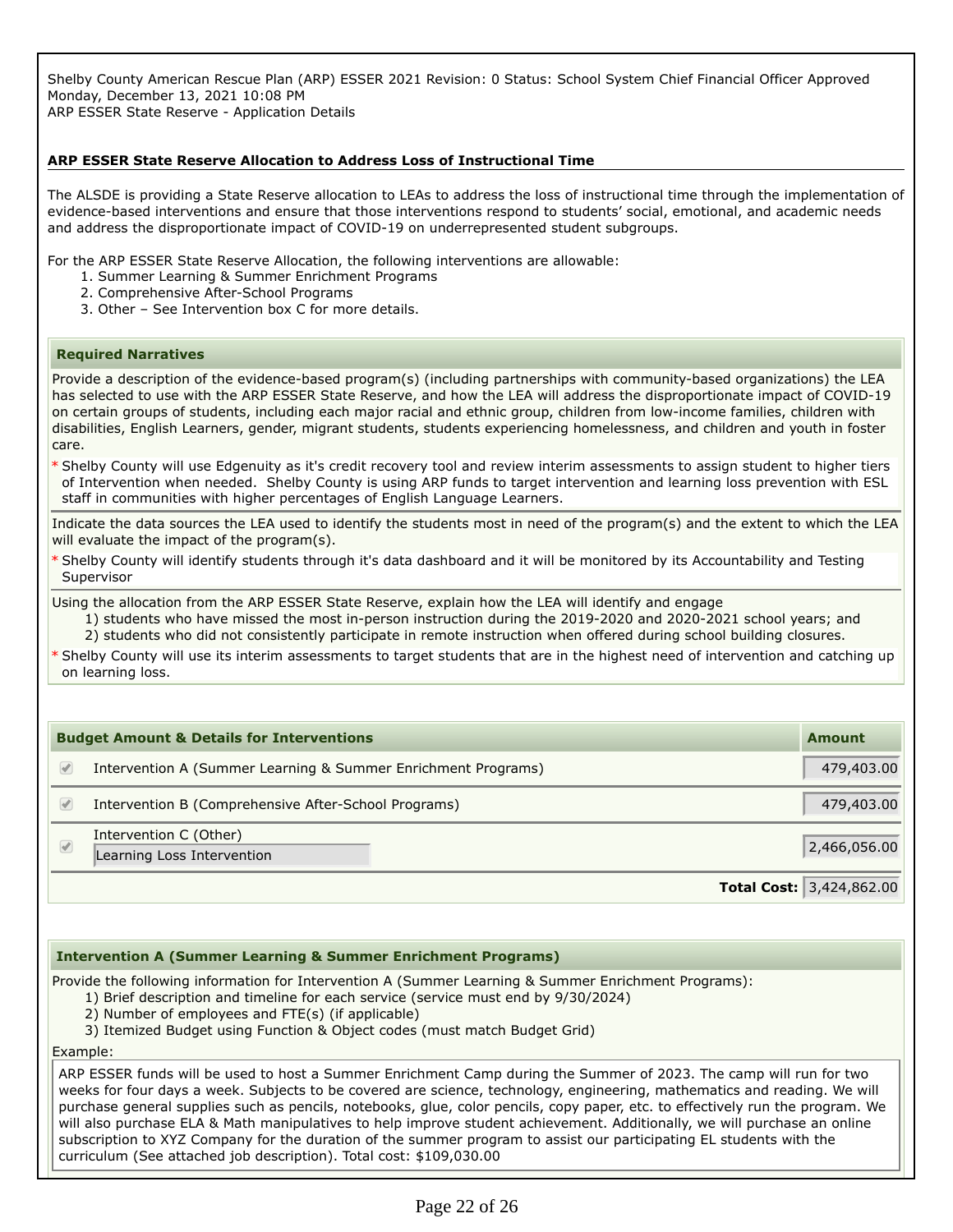Shelby County American Rescue Plan (ARP) ESSER 2021 Revision: 0 Status: School System Chief Financial Officer Approved
Monday, December 13, 2021 10:08 PM
ARP ESSER State Reserve - Application Details

**ARP ESSER State Reserve Allocation to Address Loss of Instructional Time**

The ALSDE is providing a State Reserve allocation to LEAs to address the loss of instructional time through the implementation of evidence-based interventions and ensure that those interventions respond to students' social, emotional, and academic needs and address the disproportionate impact of COVID-19 on underrepresented student subgroups.

For the ARP ESSER State Reserve Allocation, the following interventions are allowable:

1. Summer Learning & Summer Enrichment Programs
2. Comprehensive After-School Programs
3. Other – See Intervention box C for more details.

### Required Narratives

Provide a description of the evidence-based program(s) (including partnerships with community-based organizations) the LEA has selected to use with the ARP ESSER State Reserve, and how the LEA will address the disproportionate impact of COVID-19 on certain groups of students, including each major racial and ethnic group, children from low-income families, children with disabilities, English Learners, gender, migrant students, students experiencing homelessness, and children and youth in foster care.

* Shelby County will use Edgenuity as it's credit recovery tool and review interim assessments to assign student to higher tiers of Intervention when needed. Shelby County is using ARP funds to target intervention and learning loss prevention with ESL staff in communities with higher percentages of English Language Learners.

Indicate the data sources the LEA used to identify the students most in need of the program(s) and the extent to which the LEA will evaluate the impact of the program(s).

* Shelby County will identify students through it's data dashboard and it will be monitored by its Accountability and Testing Supervisor

Using the allocation from the ARP ESSER State Reserve, explain how the LEA will identify and engage

1) students who have missed the most in-person instruction during the 2019-2020 and 2020-2021 school years; and
2) students who did not consistently participate in remote instruction when offered during school building closures.

* Shelby County will use its interim assessments to target students that are in the highest need of intervention and catching up on learning loss.

| Budget Amount & Details for Interventions | Amount |
|---|---|
| ✔ Intervention A (Summer Learning & Summer Enrichment Programs) | 479,403.00 |
| ✔ Intervention B (Comprehensive After-School Programs) | 479,403.00 |
| ✔ Intervention C (Other) Learning Loss Intervention | 2,466,056.00 |
| **Total Cost:** | 3,424,862.00 |

### Intervention A (Summer Learning & Summer Enrichment Programs)

Provide the following information for Intervention A (Summer Learning & Summer Enrichment Programs):

1) Brief description and timeline for each service (service must end by 9/30/2024)
2) Number of employees and FTE(s) (if applicable)
3) Itemized Budget using Function & Object codes (must match Budget Grid)

Example:

ARP ESSER funds will be used to host a Summer Enrichment Camp during the Summer of 2023. The camp will run for two weeks for four days a week. Subjects to be covered are science, technology, engineering, mathematics and reading. We will purchase general supplies such as pencils, notebooks, glue, color pencils, copy paper, etc. to effectively run the program. We will also purchase ELA & Math manipulatives to help improve student achievement. Additionally, we will purchase an online subscription to XYZ Company for the duration of the summer program to assist our participating EL students with the curriculum (See attached job description). Total cost: $109,030.00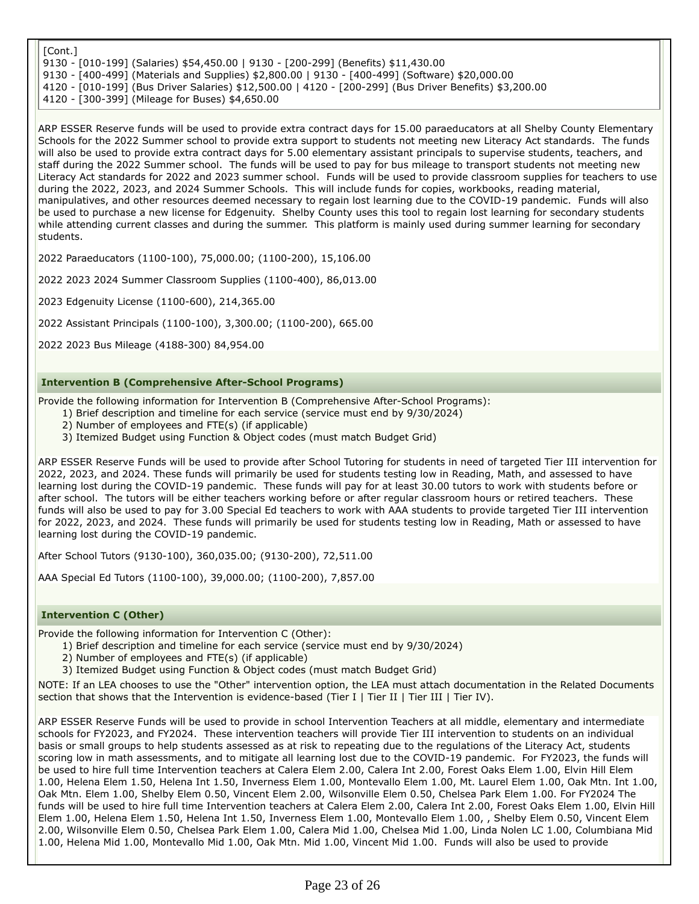[Cont.]
9130 - [010-199] (Salaries) $54,450.00 | 9130 - [200-299] (Benefits) $11,430.00
9130 - [400-499] (Materials and Supplies) $2,800.00 | 9130 - [400-499] (Software) $20,000.00
4120 - [010-199] (Bus Driver Salaries) $12,500.00 | 4120 - [200-299] (Bus Driver Benefits) $3,200.00
4120 - [300-399] (Mileage for Buses) $4,650.00

ARP ESSER Reserve funds will be used to provide extra contract days for 15.00 paraeducators at all Shelby County Elementary Schools for the 2022 Summer school to provide extra support to students not meeting new Literacy Act standards. The funds will also be used to provide extra contract days for 5.00 elementary assistant principals to supervise students, teachers, and staff during the 2022 Summer school. The funds will be used to pay for bus mileage to transport students not meeting new Literacy Act standards for 2022 and 2023 summer school. Funds will be used to provide classroom supplies for teachers to use during the 2022, 2023, and 2024 Summer Schools. This will include funds for copies, workbooks, reading material, manipulatives, and other resources deemed necessary to regain lost learning due to the COVID-19 pandemic. Funds will also be used to purchase a new license for Edgenuity. Shelby County uses this tool to regain lost learning for secondary students while attending current classes and during the summer. This platform is mainly used during summer learning for secondary students.

2022 Paraeducators (1100-100), 75,000.00; (1100-200), 15,106.00

2022 2023 2024 Summer Classroom Supplies (1100-400), 86,013.00

2023 Edgenuity License (1100-600), 214,365.00

2022 Assistant Principals (1100-100), 3,300.00; (1100-200), 665.00

2022 2023 Bus Mileage (4188-300) 84,954.00

### Intervention B (Comprehensive After-School Programs)

Provide the following information for Intervention B (Comprehensive After-School Programs):

1) Brief description and timeline for each service (service must end by 9/30/2024)
2) Number of employees and FTE(s) (if applicable)
3) Itemized Budget using Function & Object codes (must match Budget Grid)

ARP ESSER Reserve Funds will be used to provide after School Tutoring for students in need of targeted Tier III intervention for 2022, 2023, and 2024. These funds will primarily be used for students testing low in Reading, Math, and assessed to have learning lost during the COVID-19 pandemic. These funds will pay for at least 30.00 tutors to work with students before or after school. The tutors will be either teachers working before or after regular classroom hours or retired teachers. These funds will also be used to pay for 3.00 Special Ed teachers to work with AAA students to provide targeted Tier III intervention for 2022, 2023, and 2024. These funds will primarily be used for students testing low in Reading, Math or assessed to have learning lost during the COVID-19 pandemic.

After School Tutors (9130-100), 360,035.00; (9130-200), 72,511.00

AAA Special Ed Tutors (1100-100), 39,000.00; (1100-200), 7,857.00

### Intervention C (Other)

Provide the following information for Intervention C (Other):

1) Brief description and timeline for each service (service must end by 9/30/2024)
2) Number of employees and FTE(s) (if applicable)
3) Itemized Budget using Function & Object codes (must match Budget Grid)

NOTE: If an LEA chooses to use the "Other" intervention option, the LEA must attach documentation in the Related Documents section that shows that the Intervention is evidence-based (Tier I | Tier II | Tier III | Tier IV).

ARP ESSER Reserve Funds will be used to provide in school Intervention Teachers at all middle, elementary and intermediate schools for FY2023, and FY2024. These intervention teachers will provide Tier III intervention to students on an individual basis or small groups to help students assessed as at risk to repeating due to the regulations of the Literacy Act, students scoring low in math assessments, and to mitigate all learning lost due to the COVID-19 pandemic. For FY2023, the funds will be used to hire full time Intervention teachers at Calera Elem 2.00, Calera Int 2.00, Forest Oaks Elem 1.00, Elvin Hill Elem 1.00, Helena Elem 1.50, Helena Int 1.50, Inverness Elem 1.00, Montevallo Elem 1.00, Mt. Laurel Elem 1.00, Oak Mtn. Int 1.00, Oak Mtn. Elem 1.00, Shelby Elem 0.50, Vincent Elem 2.00, Wilsonville Elem 0.50, Chelsea Park Elem 1.00. For FY2024 The funds will be used to hire full time Intervention teachers at Calera Elem 2.00, Calera Int 2.00, Forest Oaks Elem 1.00, Elvin Hill Elem 1.00, Helena Elem 1.50, Helena Int 1.50, Inverness Elem 1.00, Montevallo Elem 1.00, , Shelby Elem 0.50, Vincent Elem 2.00, Wilsonville Elem 0.50, Chelsea Park Elem 1.00, Calera Mid 1.00, Chelsea Mid 1.00, Linda Nolen LC 1.00, Columbiana Mid 1.00, Helena Mid 1.00, Montevallo Mid 1.00, Oak Mtn. Mid 1.00, Vincent Mid 1.00. Funds will also be used to provide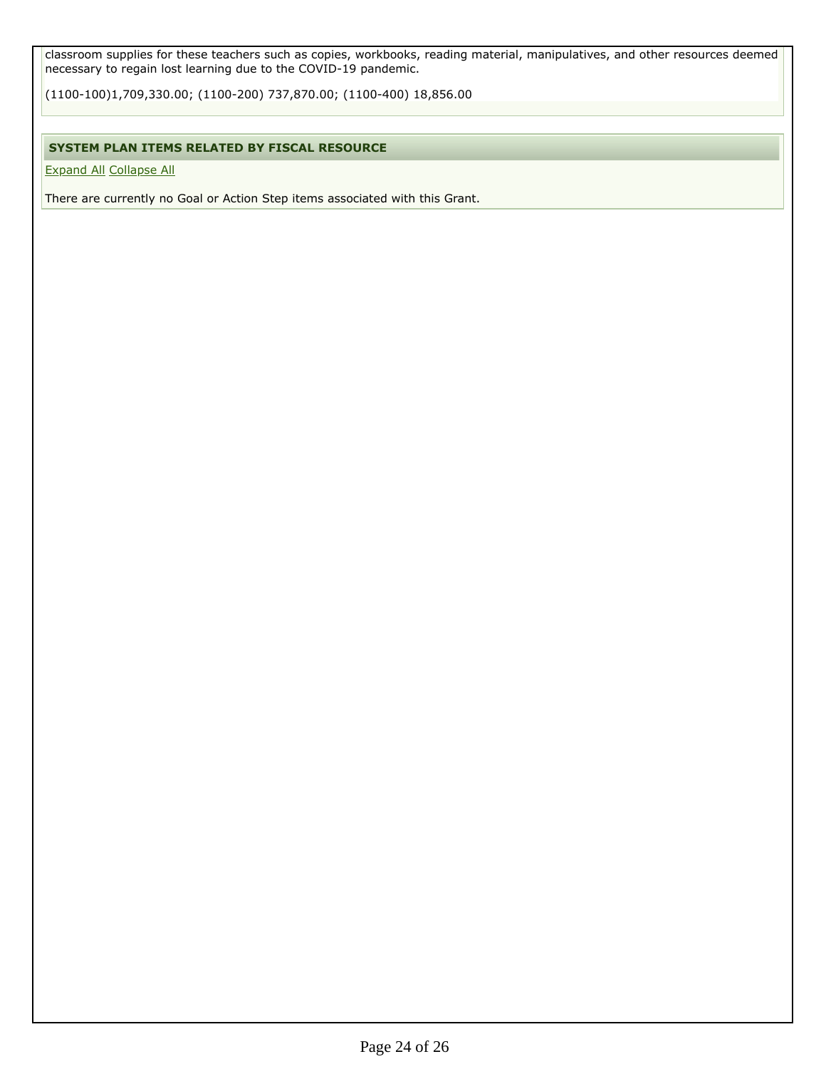classroom supplies for these teachers such as copies, workbooks, reading material, manipulatives, and other resources deemed necessary to regain lost learning due to the COVID-19 pandemic.

(1100-100)1,709,330.00; (1100-200) 737,870.00; (1100-400) 18,856.00

### SYSTEM PLAN ITEMS RELATED BY FISCAL RESOURCE

Expand All Collapse All

There are currently no Goal or Action Step items associated with this Grant.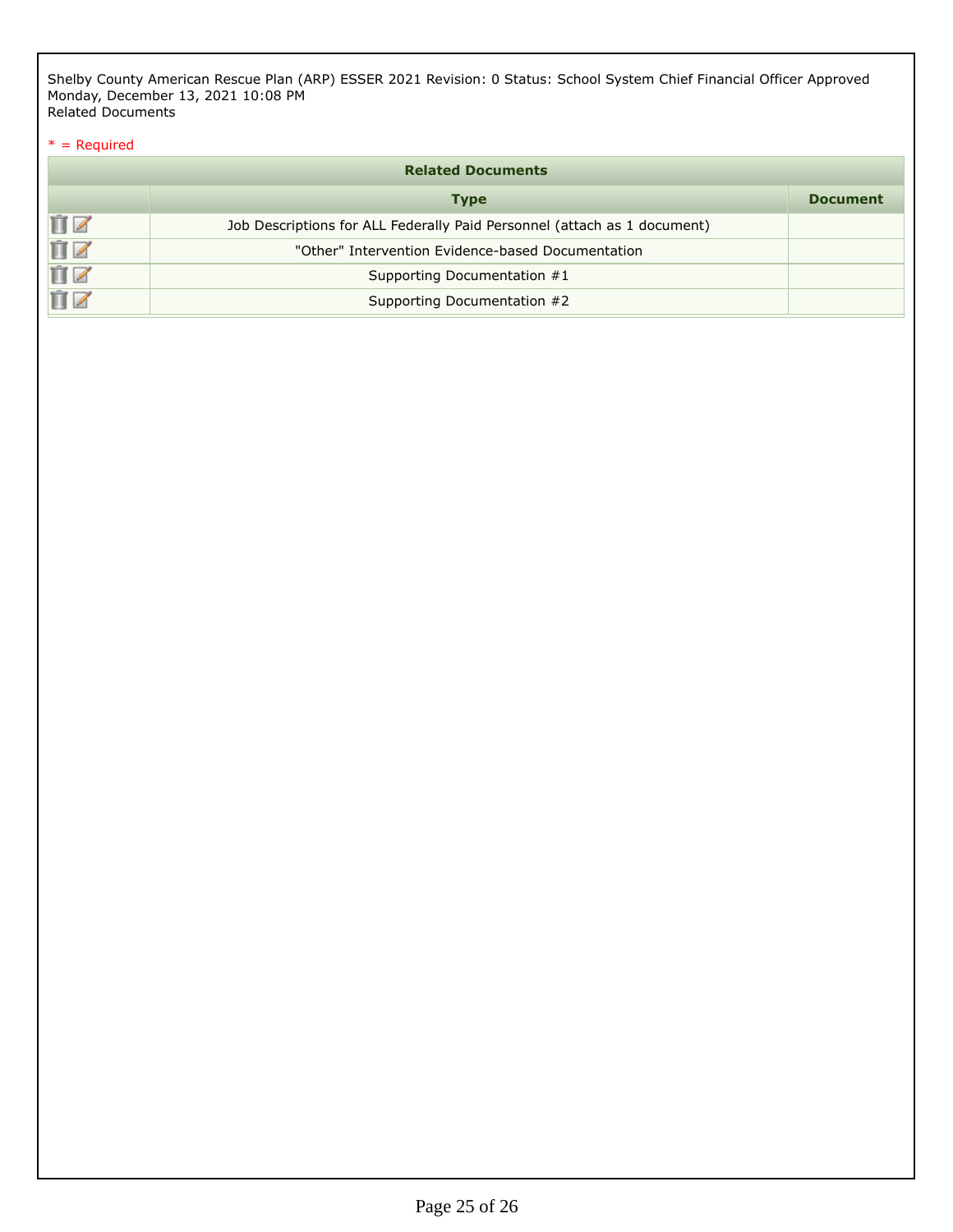Shelby County American Rescue Plan (ARP) ESSER 2021 Revision: 0 Status: School System Chief Financial Officer Approved
Monday, December 13, 2021 10:08 PM
Related Documents

* = Required

## Related Documents

| | Type | Document |
|---|---|---|
| | Job Descriptions for ALL Federally Paid Personnel (attach as 1 document) | |
| | "Other" Intervention Evidence-based Documentation | |
| | Supporting Documentation #1 | |
| | Supporting Documentation #2 | |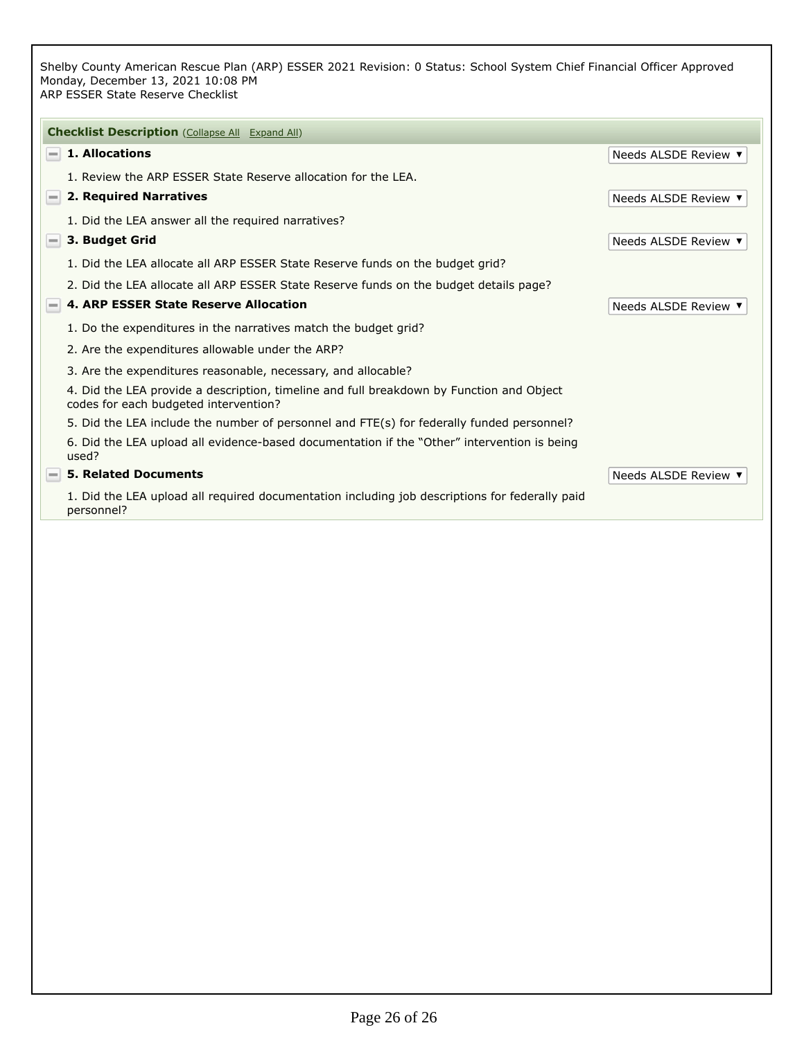Shelby County American Rescue Plan (ARP) ESSER 2021 Revision: 0 Status: School System Chief Financial Officer Approved
Monday, December 13, 2021 10:08 PM
ARP ESSER State Reserve Checklist

| Checklist Description (Collapse All Expand All) | |
|---|---|
| **1. Allocations** | Needs ALSDE Review |
| 1. Review the ARP ESSER State Reserve allocation for the LEA. | |
| **2. Required Narratives** | Needs ALSDE Review |
| 1. Did the LEA answer all the required narratives? | |
| **3. Budget Grid** | Needs ALSDE Review |
| 1. Did the LEA allocate all ARP ESSER State Reserve funds on the budget grid? | |
| 2. Did the LEA allocate all ARP ESSER State Reserve funds on the budget details page? | |
| **4. ARP ESSER State Reserve Allocation** | Needs ALSDE Review |
| 1. Do the expenditures in the narratives match the budget grid? | |
| 2. Are the expenditures allowable under the ARP? | |
| 3. Are the expenditures reasonable, necessary, and allocable? | |
| 4. Did the LEA provide a description, timeline and full breakdown by Function and Object codes for each budgeted intervention? | |
| 5. Did the LEA include the number of personnel and FTE(s) for federally funded personnel? | |
| 6. Did the LEA upload all evidence-based documentation if the "Other" intervention is being used? | |
| **5. Related Documents** | Needs ALSDE Review |
| 1. Did the LEA upload all required documentation including job descriptions for federally paid personnel? | |